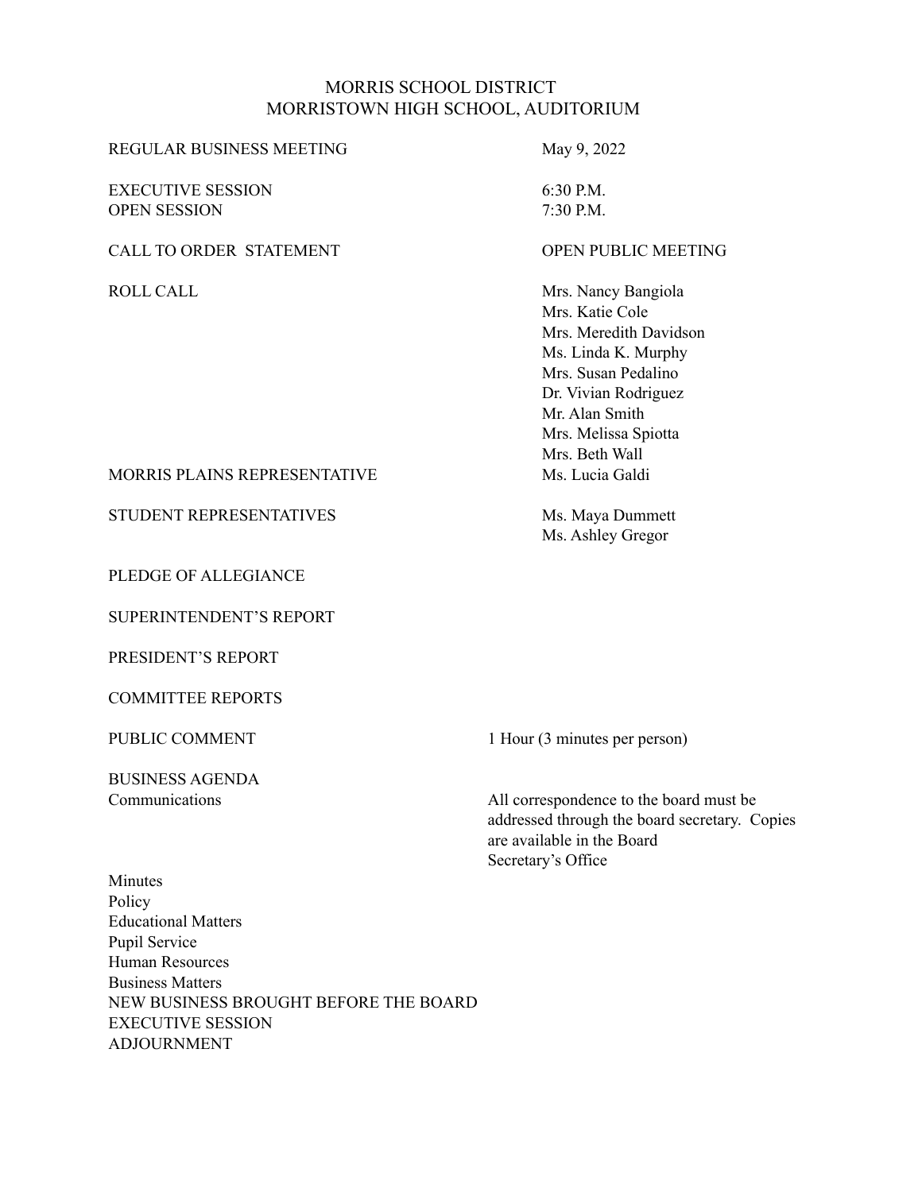# MORRIS SCHOOL DISTRICT
## MORRISTOWN HIGH SCHOOL, AUDITORIUM

| | |
|---|---|
| REGULAR BUSINESS MEETING | May 9, 2022 |
| EXECUTIVE SESSION | 6:30 P.M. |
| OPEN SESSION | 7:30 P.M. |
| CALL TO ORDER STATEMENT | OPEN PUBLIC MEETING |
| ROLL CALL | Mrs. Nancy Bangiola<br>Mrs. Katie Cole<br>Mrs. Meredith Davidson<br>Ms. Linda K. Murphy<br>Mrs. Susan Pedalino<br>Dr. Vivian Rodriguez<br>Mr. Alan Smith<br>Mrs. Melissa Spiotta<br>Mrs. Beth Wall |
| MORRIS PLAINS REPRESENTATIVE | Ms. Lucia Galdi |
| STUDENT REPRESENTATIVES | Ms. Maya Dummett<br>Ms. Ashley Gregor |

PLEDGE OF ALLEGIANCE

SUPERINTENDENT'S REPORT

PRESIDENT'S REPORT

COMMITTEE REPORTS

PUBLIC COMMENT — 1 Hour (3 minutes per person)

BUSINESS AGENDA

Communications — All correspondence to the board must be addressed through the board secretary. Copies are available in the Board Secretary's Office

Minutes

Policy

Educational Matters

Pupil Service

Human Resources

Business Matters

NEW BUSINESS BROUGHT BEFORE THE BOARD

EXECUTIVE SESSION

ADJOURNMENT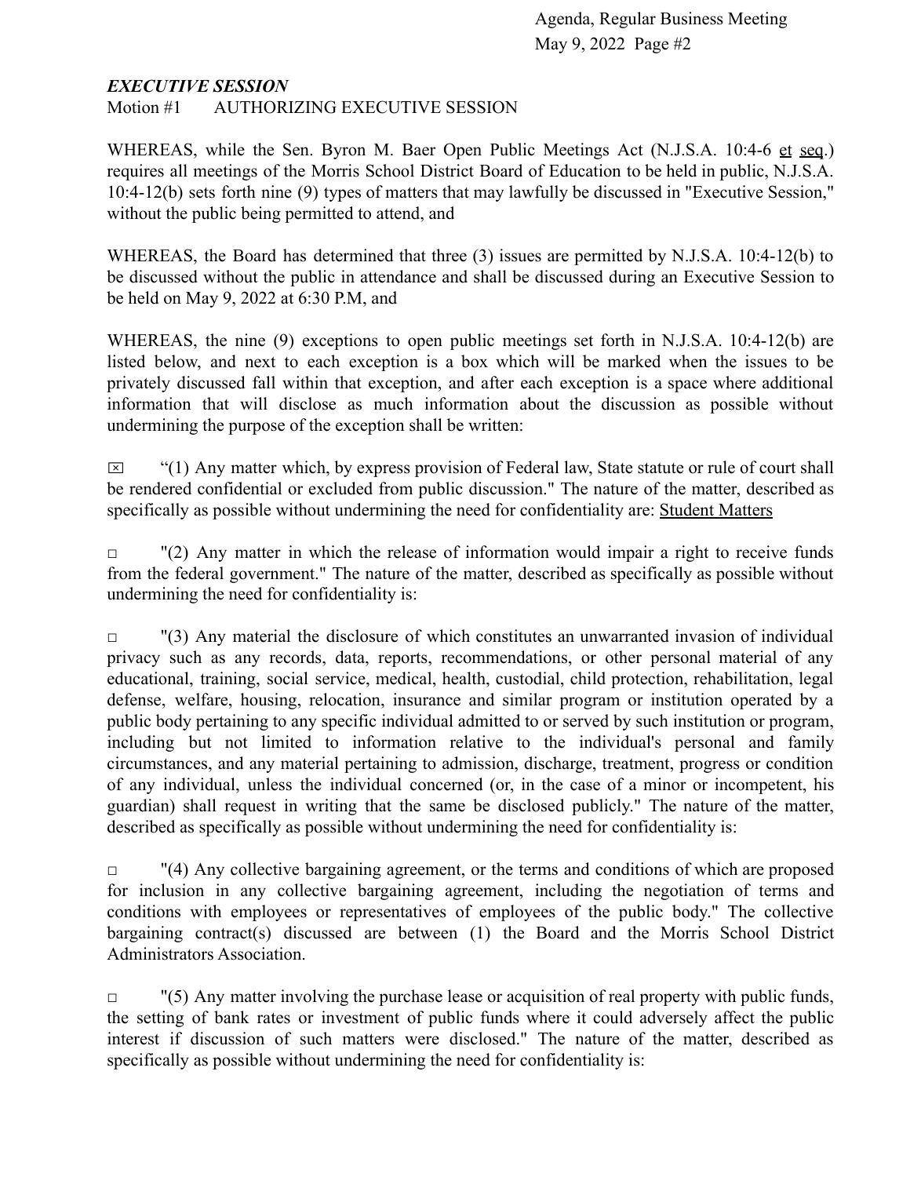***EXECUTIVE SESSION***

Motion #1 AUTHORIZING EXECUTIVE SESSION

WHEREAS, while the Sen. Byron M. Baer Open Public Meetings Act (N.J.S.A. 10:4-6 et seq.) requires all meetings of the Morris School District Board of Education to be held in public, N.J.S.A. 10:4-12(b) sets forth nine (9) types of matters that may lawfully be discussed in "Executive Session," without the public being permitted to attend, and

WHEREAS, the Board has determined that three (3) issues are permitted by N.J.S.A. 10:4-12(b) to be discussed without the public in attendance and shall be discussed during an Executive Session to be held on May 9, 2022 at 6:30 P.M, and

WHEREAS, the nine (9) exceptions to open public meetings set forth in N.J.S.A. 10:4-12(b) are listed below, and next to each exception is a box which will be marked when the issues to be privately discussed fall within that exception, and after each exception is a space where additional information that will disclose as much information about the discussion as possible without undermining the purpose of the exception shall be written:

☒ "(1) Any matter which, by express provision of Federal law, State statute or rule of court shall be rendered confidential or excluded from public discussion." The nature of the matter, described as specifically as possible without undermining the need for confidentiality are: Student Matters

☐ "(2) Any matter in which the release of information would impair a right to receive funds from the federal government." The nature of the matter, described as specifically as possible without undermining the need for confidentiality is:

☐ "(3) Any material the disclosure of which constitutes an unwarranted invasion of individual privacy such as any records, data, reports, recommendations, or other personal material of any educational, training, social service, medical, health, custodial, child protection, rehabilitation, legal defense, welfare, housing, relocation, insurance and similar program or institution operated by a public body pertaining to any specific individual admitted to or served by such institution or program, including but not limited to information relative to the individual's personal and family circumstances, and any material pertaining to admission, discharge, treatment, progress or condition of any individual, unless the individual concerned (or, in the case of a minor or incompetent, his guardian) shall request in writing that the same be disclosed publicly." The nature of the matter, described as specifically as possible without undermining the need for confidentiality is:

☐ "(4) Any collective bargaining agreement, or the terms and conditions of which are proposed for inclusion in any collective bargaining agreement, including the negotiation of terms and conditions with employees or representatives of employees of the public body." The collective bargaining contract(s) discussed are between (1) the Board and the Morris School District Administrators Association.

☐ "(5) Any matter involving the purchase lease or acquisition of real property with public funds, the setting of bank rates or investment of public funds where it could adversely affect the public interest if discussion of such matters were disclosed." The nature of the matter, described as specifically as possible without undermining the need for confidentiality is: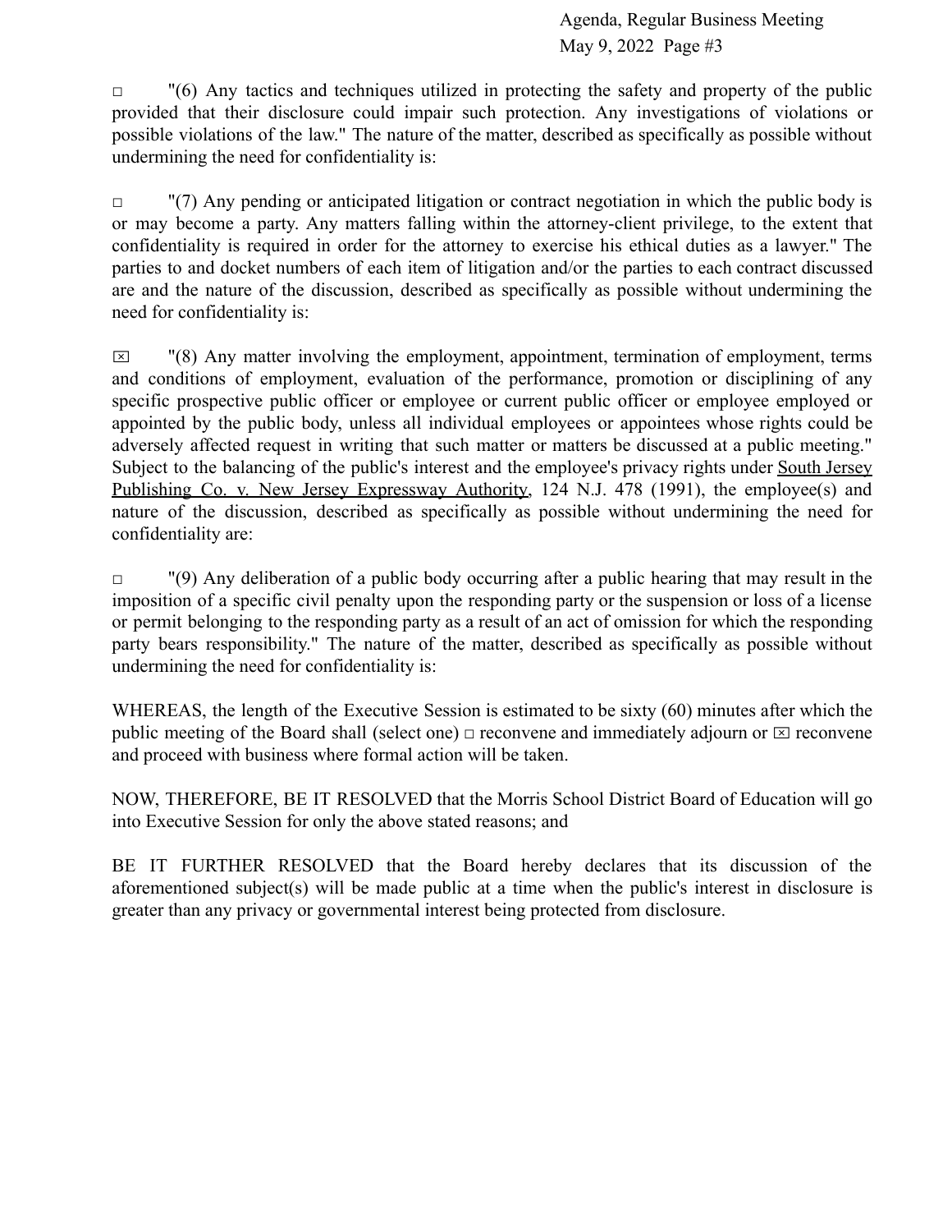□ "(6) Any tactics and techniques utilized in protecting the safety and property of the public provided that their disclosure could impair such protection. Any investigations of violations or possible violations of the law." The nature of the matter, described as specifically as possible without undermining the need for confidentiality is:

□ "(7) Any pending or anticipated litigation or contract negotiation in which the public body is or may become a party. Any matters falling within the attorney-client privilege, to the extent that confidentiality is required in order for the attorney to exercise his ethical duties as a lawyer." The parties to and docket numbers of each item of litigation and/or the parties to each contract discussed are and the nature of the discussion, described as specifically as possible without undermining the need for confidentiality is:

☒ "(8) Any matter involving the employment, appointment, termination of employment, terms and conditions of employment, evaluation of the performance, promotion or disciplining of any specific prospective public officer or employee or current public officer or employee employed or appointed by the public body, unless all individual employees or appointees whose rights could be adversely affected request in writing that such matter or matters be discussed at a public meeting." Subject to the balancing of the public's interest and the employee's privacy rights under South Jersey Publishing Co. v. New Jersey Expressway Authority, 124 N.J. 478 (1991), the employee(s) and nature of the discussion, described as specifically as possible without undermining the need for confidentiality are:

□ "(9) Any deliberation of a public body occurring after a public hearing that may result in the imposition of a specific civil penalty upon the responding party or the suspension or loss of a license or permit belonging to the responding party as a result of an act of omission for which the responding party bears responsibility." The nature of the matter, described as specifically as possible without undermining the need for confidentiality is:

WHEREAS, the length of the Executive Session is estimated to be sixty (60) minutes after which the public meeting of the Board shall (select one) □ reconvene and immediately adjourn or ☒ reconvene and proceed with business where formal action will be taken.

NOW, THEREFORE, BE IT RESOLVED that the Morris School District Board of Education will go into Executive Session for only the above stated reasons; and

BE IT FURTHER RESOLVED that the Board hereby declares that its discussion of the aforementioned subject(s) will be made public at a time when the public's interest in disclosure is greater than any privacy or governmental interest being protected from disclosure.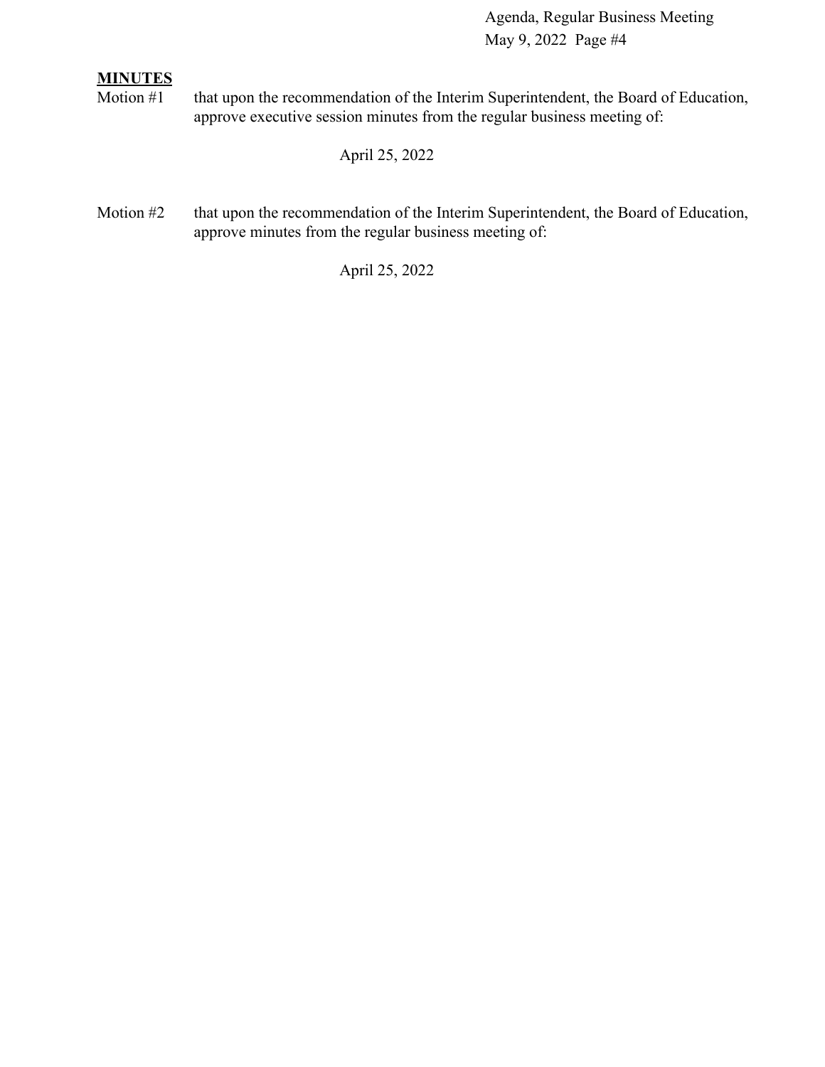## MINUTES

Motion #1 that upon the recommendation of the Interim Superintendent, the Board of Education, approve executive session minutes from the regular business meeting of:

April 25, 2022

Motion #2 that upon the recommendation of the Interim Superintendent, the Board of Education, approve minutes from the regular business meeting of:

April 25, 2022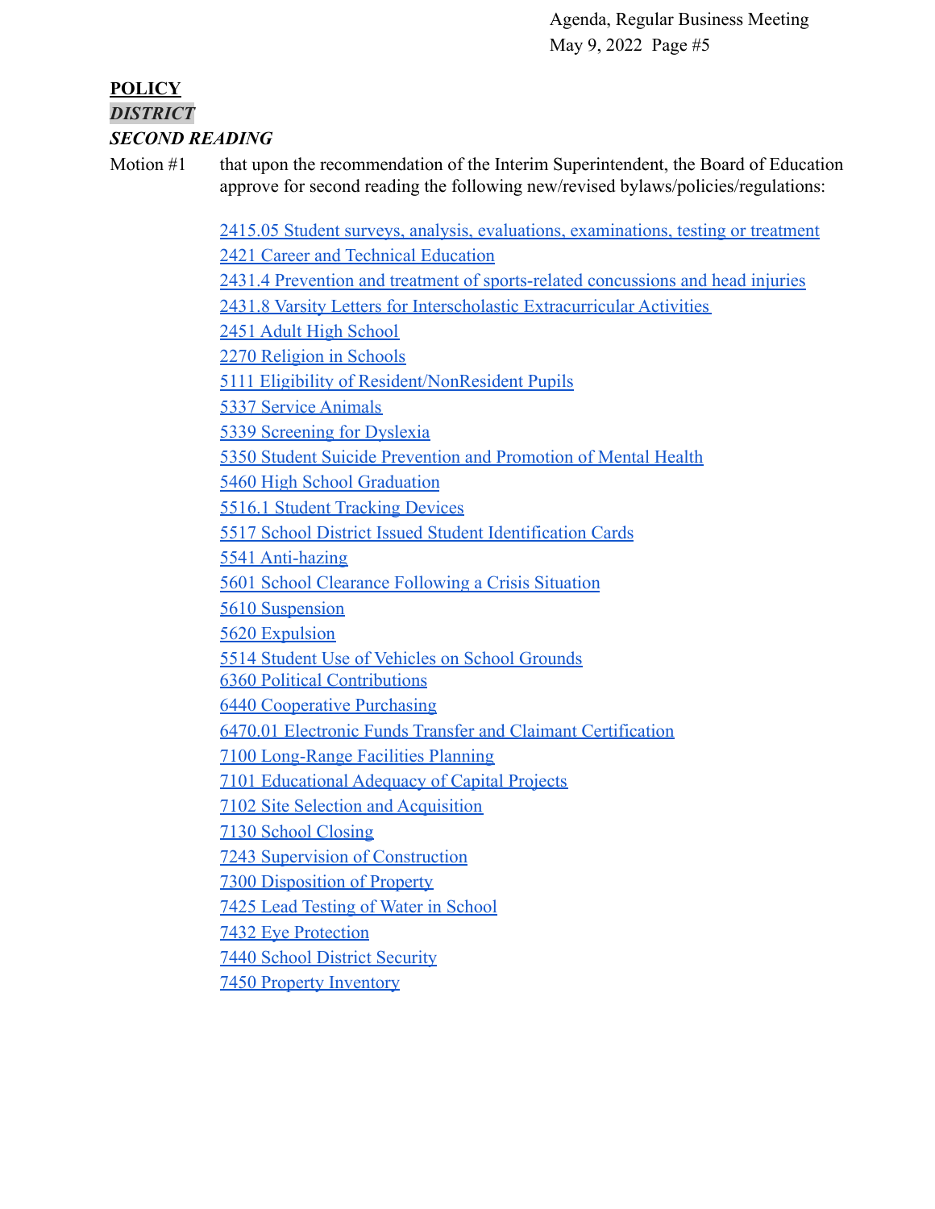**POLICY**

***DISTRICT***

***SECOND READING***

Motion #1 that upon the recommendation of the Interim Superintendent, the Board of Education approve for second reading the following new/revised bylaws/policies/regulations:

2415.05 Student surveys, analysis, evaluations, examinations, testing or treatment
2421 Career and Technical Education
2431.4 Prevention and treatment of sports-related concussions and head injuries
2431.8 Varsity Letters for Interscholastic Extracurricular Activities
2451 Adult High School
2270 Religion in Schools
5111 Eligibility of Resident/NonResident Pupils
5337 Service Animals
5339 Screening for Dyslexia
5350 Student Suicide Prevention and Promotion of Mental Health
5460 High School Graduation
5516.1 Student Tracking Devices
5517 School District Issued Student Identification Cards
5541 Anti-hazing
5601 School Clearance Following a Crisis Situation
5610 Suspension
5620 Expulsion
5514 Student Use of Vehicles on School Grounds
6360 Political Contributions
6440 Cooperative Purchasing
6470.01 Electronic Funds Transfer and Claimant Certification
7100 Long-Range Facilities Planning
7101 Educational Adequacy of Capital Projects
7102 Site Selection and Acquisition
7130 School Closing
7243 Supervision of Construction
7300 Disposition of Property
7425 Lead Testing of Water in School
7432 Eye Protection
7440 School District Security
7450 Property Inventory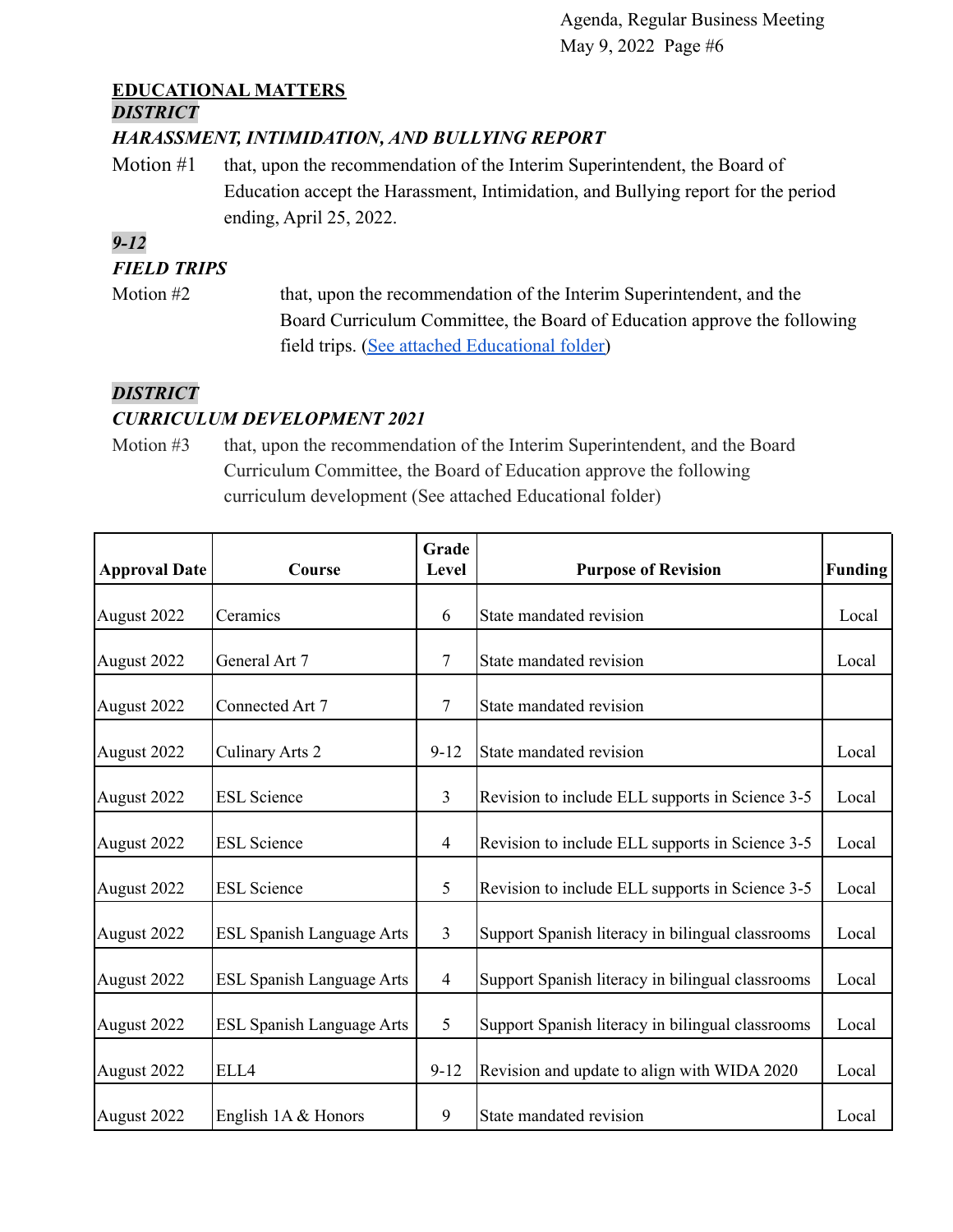## EDUCATIONAL MATTERS

***DISTRICT***

***HARASSMENT, INTIMIDATION, AND BULLYING REPORT***

Motion #1 that, upon the recommendation of the Interim Superintendent, the Board of Education accept the Harassment, Intimidation, and Bullying report for the period ending, April 25, 2022.

***9-12***

***FIELD TRIPS***

Motion #2 that, upon the recommendation of the Interim Superintendent, and the Board Curriculum Committee, the Board of Education approve the following field trips. (See attached Educational folder)

***DISTRICT***

***CURRICULUM DEVELOPMENT 2021***

Motion #3 that, upon the recommendation of the Interim Superintendent, and the Board Curriculum Committee, the Board of Education approve the following curriculum development (See attached Educational folder)

| Approval Date | Course | Grade Level | Purpose of Revision | Funding |
|---|---|---|---|---|
| August 2022 | Ceramics | 6 | State mandated revision | Local |
| August 2022 | General Art 7 | 7 | State mandated revision | Local |
| August 2022 | Connected Art 7 | 7 | State mandated revision | |
| August 2022 | Culinary Arts 2 | 9-12 | State mandated revision | Local |
| August 2022 | ESL Science | 3 | Revision to include ELL supports in Science 3-5 | Local |
| August 2022 | ESL Science | 4 | Revision to include ELL supports in Science 3-5 | Local |
| August 2022 | ESL Science | 5 | Revision to include ELL supports in Science 3-5 | Local |
| August 2022 | ESL Spanish Language Arts | 3 | Support Spanish literacy in bilingual classrooms | Local |
| August 2022 | ESL Spanish Language Arts | 4 | Support Spanish literacy in bilingual classrooms | Local |
| August 2022 | ESL Spanish Language Arts | 5 | Support Spanish literacy in bilingual classrooms | Local |
| August 2022 | ELL4 | 9-12 | Revision and update to align with WIDA 2020 | Local |
| August 2022 | English 1A & Honors | 9 | State mandated revision | Local |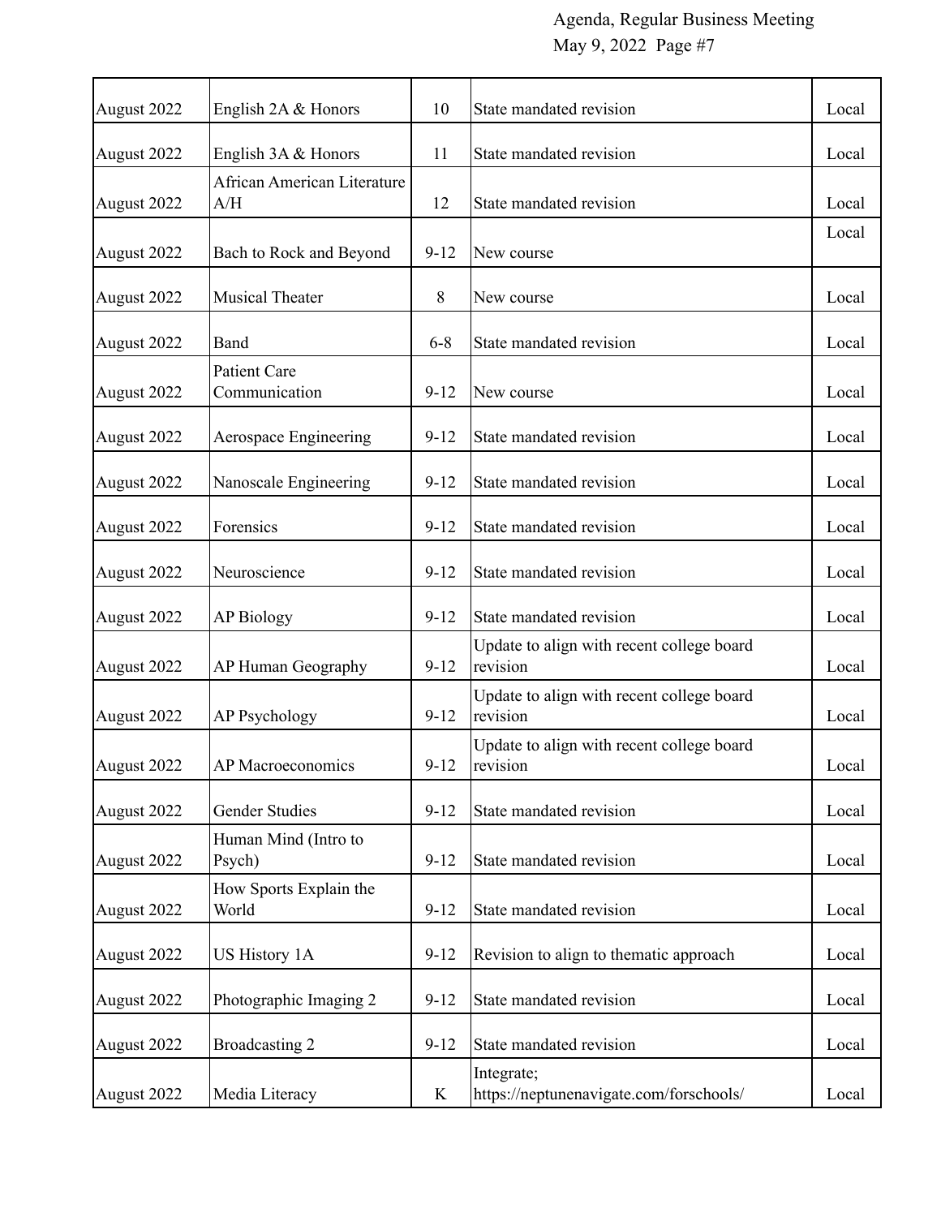| | | | | |
|---|---|---|---|---|
| August 2022 | English 2A & Honors | 10 | State mandated revision | Local |
| August 2022 | English 3A & Honors | 11 | State mandated revision | Local |
| August 2022 | African American Literature A/H | 12 | State mandated revision | Local |
| August 2022 | Bach to Rock and Beyond | 9-12 | New course | Local |
| August 2022 | Musical Theater | 8 | New course | Local |
| August 2022 | Band | 6-8 | State mandated revision | Local |
| August 2022 | Patient Care Communication | 9-12 | New course | Local |
| August 2022 | Aerospace Engineering | 9-12 | State mandated revision | Local |
| August 2022 | Nanoscale Engineering | 9-12 | State mandated revision | Local |
| August 2022 | Forensics | 9-12 | State mandated revision | Local |
| August 2022 | Neuroscience | 9-12 | State mandated revision | Local |
| August 2022 | AP Biology | 9-12 | State mandated revision | Local |
| August 2022 | AP Human Geography | 9-12 | Update to align with recent college board revision | Local |
| August 2022 | AP Psychology | 9-12 | Update to align with recent college board revision | Local |
| August 2022 | AP Macroeconomics | 9-12 | Update to align with recent college board revision | Local |
| August 2022 | Gender Studies | 9-12 | State mandated revision | Local |
| August 2022 | Human Mind (Intro to Psych) | 9-12 | State mandated revision | Local |
| August 2022 | How Sports Explain the World | 9-12 | State mandated revision | Local |
| August 2022 | US History 1A | 9-12 | Revision to align to thematic approach | Local |
| August 2022 | Photographic Imaging 2 | 9-12 | State mandated revision | Local |
| August 2022 | Broadcasting 2 | 9-12 | State mandated revision | Local |
| August 2022 | Media Literacy | K | Integrate; https://neptunenavigate.com/forschools/ | Local |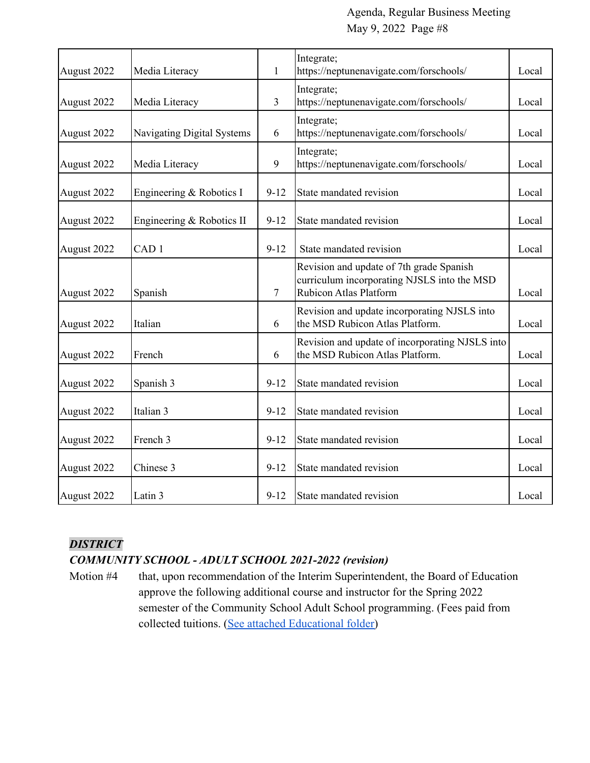| | | | | |
|---|---|---|---|---|
| August 2022 | Media Literacy | 1 | Integrate; https://neptunenavigate.com/forschools/ | Local |
| August 2022 | Media Literacy | 3 | Integrate; https://neptunenavigate.com/forschools/ | Local |
| August 2022 | Navigating Digital Systems | 6 | Integrate; https://neptunenavigate.com/forschools/ | Local |
| August 2022 | Media Literacy | 9 | Integrate; https://neptunenavigate.com/forschools/ | Local |
| August 2022 | Engineering & Robotics I | 9-12 | State mandated revision | Local |
| August 2022 | Engineering & Robotics II | 9-12 | State mandated revision | Local |
| August 2022 | CAD 1 | 9-12 | State mandated revision | Local |
| August 2022 | Spanish | 7 | Revision and update of 7th grade Spanish curriculum incorporating NJSLS into the MSD Rubicon Atlas Platform | Local |
| August 2022 | Italian | 6 | Revision and update incorporating NJSLS into the MSD Rubicon Atlas Platform. | Local |
| August 2022 | French | 6 | Revision and update of incorporating NJSLS into the MSD Rubicon Atlas Platform. | Local |
| August 2022 | Spanish 3 | 9-12 | State mandated revision | Local |
| August 2022 | Italian 3 | 9-12 | State mandated revision | Local |
| August 2022 | French 3 | 9-12 | State mandated revision | Local |
| August 2022 | Chinese 3 | 9-12 | State mandated revision | Local |
| August 2022 | Latin 3 | 9-12 | State mandated revision | Local |

***DISTRICT***

***COMMUNITY SCHOOL - ADULT SCHOOL 2021-2022 (revision)***

Motion #4 that, upon recommendation of the Interim Superintendent, the Board of Education approve the following additional course and instructor for the Spring 2022 semester of the Community School Adult School programming. (Fees paid from collected tuitions. (See attached Educational folder)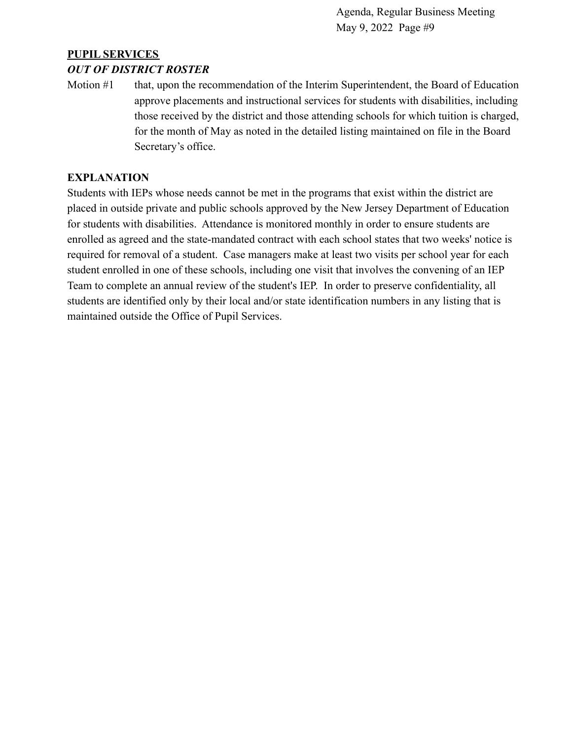## **PUPIL SERVICES**

### ***OUT OF DISTRICT ROSTER***

Motion #1 that, upon the recommendation of the Interim Superintendent, the Board of Education approve placements and instructional services for students with disabilities, including those received by the district and those attending schools for which tuition is charged, for the month of May as noted in the detailed listing maintained on file in the Board Secretary's office.

**EXPLANATION**

Students with IEPs whose needs cannot be met in the programs that exist within the district are placed in outside private and public schools approved by the New Jersey Department of Education for students with disabilities. Attendance is monitored monthly in order to ensure students are enrolled as agreed and the state-mandated contract with each school states that two weeks' notice is required for removal of a student. Case managers make at least two visits per school year for each student enrolled in one of these schools, including one visit that involves the convening of an IEP Team to complete an annual review of the student's IEP. In order to preserve confidentiality, all students are identified only by their local and/or state identification numbers in any listing that is maintained outside the Office of Pupil Services.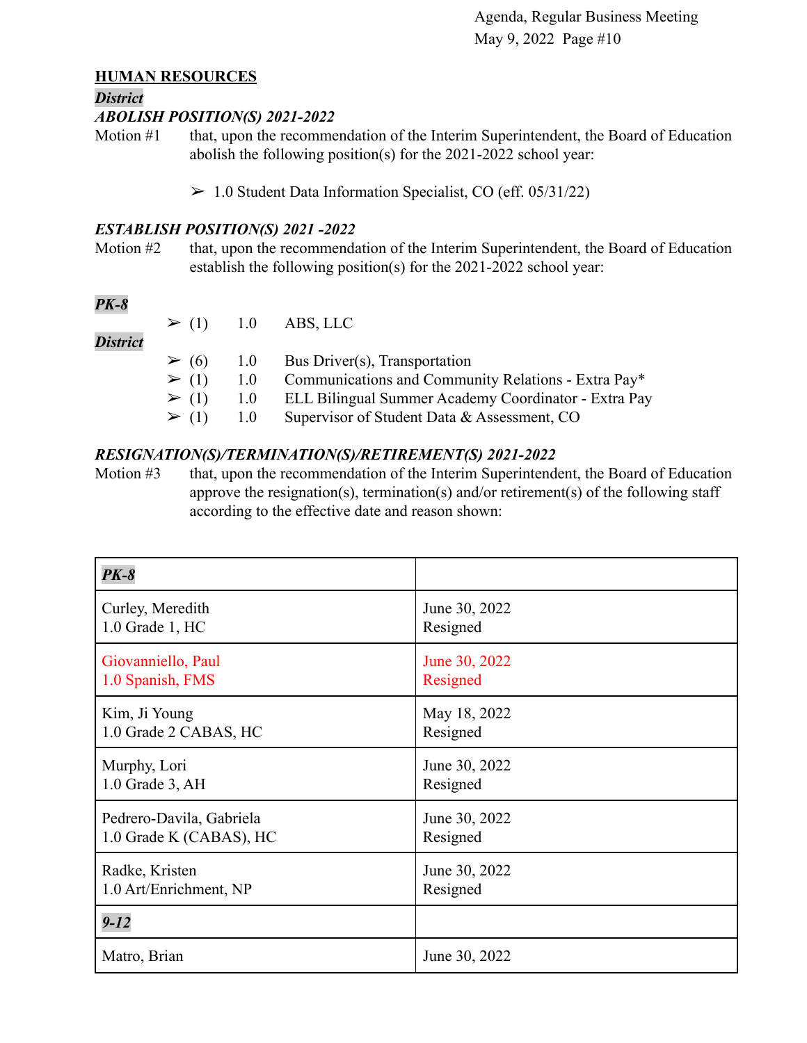## HUMAN RESOURCES

***District***

***ABOLISH POSITION(S) 2021-2022***

Motion #1 that, upon the recommendation of the Interim Superintendent, the Board of Education abolish the following position(s) for the 2021-2022 school year:

- ➢ 1.0 Student Data Information Specialist, CO (eff. 05/31/22)

***ESTABLISH POSITION(S) 2021 -2022***

Motion #2 that, upon the recommendation of the Interim Superintendent, the Board of Education establish the following position(s) for the 2021-2022 school year:

***PK-8***

- ➢ (1) 1.0 ABS, LLC

***District***

- ➢ (6) 1.0 Bus Driver(s), Transportation
- ➢ (1) 1.0 Communications and Community Relations - Extra Pay*
- ➢ (1) 1.0 ELL Bilingual Summer Academy Coordinator - Extra Pay
- ➢ (1) 1.0 Supervisor of Student Data & Assessment, CO

***RESIGNATION(S)/TERMINATION(S)/RETIREMENT(S) 2021-2022***

Motion #3 that, upon the recommendation of the Interim Superintendent, the Board of Education approve the resignation(s), termination(s) and/or retirement(s) of the following staff according to the effective date and reason shown:

| ***PK-8*** | |
|---|---|
| Curley, Meredith<br>1.0 Grade 1, HC | June 30, 2022<br>Resigned |
| Giovanniello, Paul<br>1.0 Spanish, FMS | June 30, 2022<br>Resigned |
| Kim, Ji Young<br>1.0 Grade 2 CABAS, HC | May 18, 2022<br>Resigned |
| Murphy, Lori<br>1.0 Grade 3, AH | June 30, 2022<br>Resigned |
| Pedrero-Davila, Gabriela<br>1.0 Grade K (CABAS), HC | June 30, 2022<br>Resigned |
| Radke, Kristen<br>1.0 Art/Enrichment, NP | June 30, 2022<br>Resigned |
| ***9-12*** | |
| Matro, Brian | June 30, 2022 |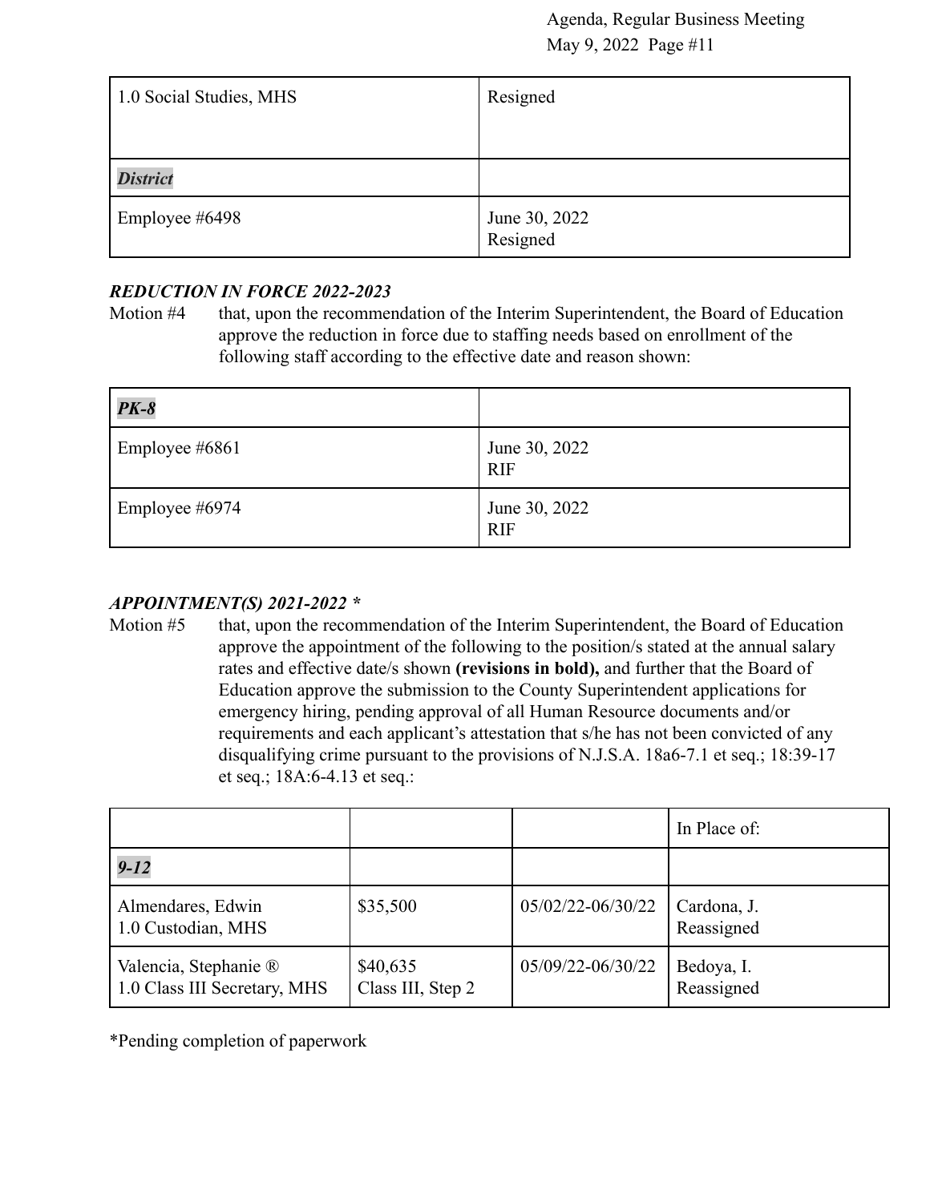| 1.0 Social Studies, MHS | Resigned |
|---|---|
| ***District*** | |
| Employee #6498 | June 30, 2022<br>Resigned |

***REDUCTION IN FORCE 2022-2023***

Motion #4 that, upon the recommendation of the Interim Superintendent, the Board of Education approve the reduction in force due to staffing needs based on enrollment of the following staff according to the effective date and reason shown:

| ***PK-8*** | |
|---|---|
| Employee #6861 | June 30, 2022<br>RIF |
| Employee #6974 | June 30, 2022<br>RIF |

***APPOINTMENT(S) 2021-2022 \****

Motion #5 that, upon the recommendation of the Interim Superintendent, the Board of Education approve the appointment of the following to the position/s stated at the annual salary rates and effective date/s shown **(revisions in bold),** and further that the Board of Education approve the submission to the County Superintendent applications for emergency hiring, pending approval of all Human Resource documents and/or requirements and each applicant's attestation that s/he has not been convicted of any disqualifying crime pursuant to the provisions of N.J.S.A. 18a6-7.1 et seq.; 18:39-17 et seq.; 18A:6-4.13 et seq.:

| | | | In Place of: |
|---|---|---|---|
| ***9-12*** | | | |
| Almendares, Edwin<br>1.0 Custodian, MHS | $35,500 | 05/02/22-06/30/22 | Cardona, J.<br>Reassigned |
| Valencia, Stephanie ®<br>1.0 Class III Secretary, MHS | $40,635<br>Class III, Step 2 | 05/09/22-06/30/22 | Bedoya, I.<br>Reassigned |

*Pending completion of paperwork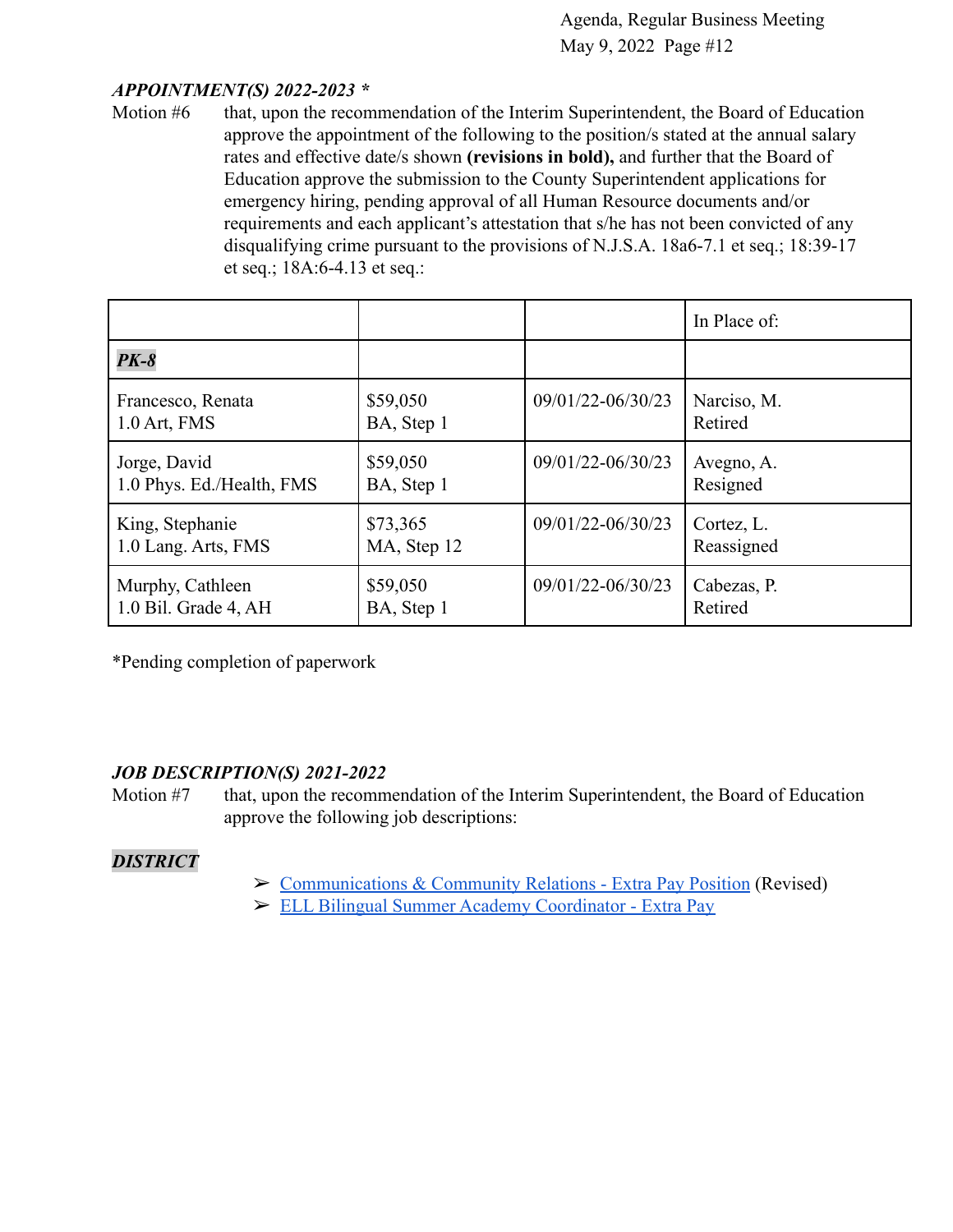### *APPOINTMENT(S) 2022-2023 **

Motion #6 that, upon the recommendation of the Interim Superintendent, the Board of Education approve the appointment of the following to the position/s stated at the annual salary rates and effective date/s shown **(revisions in bold),** and further that the Board of Education approve the submission to the County Superintendent applications for emergency hiring, pending approval of all Human Resource documents and/or requirements and each applicant's attestation that s/he has not been convicted of any disqualifying crime pursuant to the provisions of N.J.S.A. 18a6-7.1 et seq.; 18:39-17 et seq.; 18A:6-4.13 et seq.:

| | | | In Place of: |
|---|---|---|---|
| ***PK-8*** | | | |
| Francesco, Renata<br>1.0 Art, FMS | $59,050<br>BA, Step 1 | 09/01/22-06/30/23 | Narciso, M.<br>Retired |
| Jorge, David<br>1.0 Phys. Ed./Health, FMS | $59,050<br>BA, Step 1 | 09/01/22-06/30/23 | Avegno, A.<br>Resigned |
| King, Stephanie<br>1.0 Lang. Arts, FMS | $73,365<br>MA, Step 12 | 09/01/22-06/30/23 | Cortez, L.<br>Reassigned |
| Murphy, Cathleen<br>1.0 Bil. Grade 4, AH | $59,050<br>BA, Step 1 | 09/01/22-06/30/23 | Cabezas, P.<br>Retired |

*Pending completion of paperwork

### *JOB DESCRIPTION(S) 2021-2022*

Motion #7 that, upon the recommendation of the Interim Superintendent, the Board of Education approve the following job descriptions:

***DISTRICT***

- Communications & Community Relations - Extra Pay Position (Revised)
- ELL Bilingual Summer Academy Coordinator - Extra Pay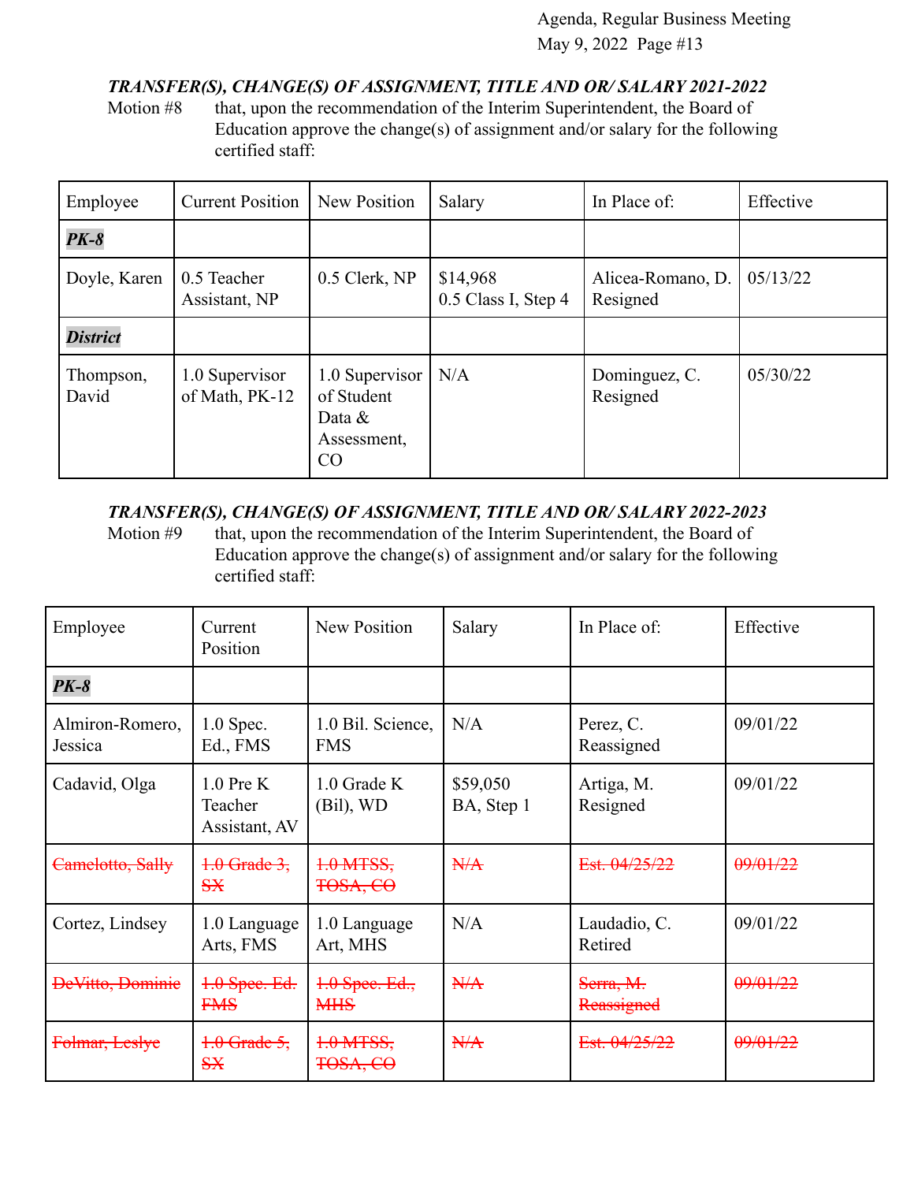### *TRANSFER(S), CHANGE(S) OF ASSIGNMENT, TITLE AND OR/ SALARY 2021-2022*

Motion #8 that, upon the recommendation of the Interim Superintendent, the Board of Education approve the change(s) of assignment and/or salary for the following certified staff:

| Employee | Current Position | New Position | Salary | In Place of: | Effective |
|---|---|---|---|---|---|
| ***PK-8*** | | | | | |
| Doyle, Karen | 0.5 Teacher Assistant, NP | 0.5 Clerk, NP | $14,968 0.5 Class I, Step 4 | Alicea-Romano, D. Resigned | 05/13/22 |
| ***District*** | | | | | |
| Thompson, David | 1.0 Supervisor of Math, PK-12 | 1.0 Supervisor of Student Data & Assessment, CO | N/A | Dominguez, C. Resigned | 05/30/22 |

### *TRANSFER(S), CHANGE(S) OF ASSIGNMENT, TITLE AND OR/ SALARY 2022-2023*

Motion #9 that, upon the recommendation of the Interim Superintendent, the Board of Education approve the change(s) of assignment and/or salary for the following certified staff:

| Employee | Current Position | New Position | Salary | In Place of: | Effective |
|---|---|---|---|---|---|
| ***PK-8*** | | | | | |
| Almiron-Romero, Jessica | 1.0 Spec. Ed., FMS | 1.0 Bil. Science, FMS | N/A | Perez, C. Reassigned | 09/01/22 |
| Cadavid, Olga | 1.0 Pre K Teacher Assistant, AV | 1.0 Grade K (Bil), WD | $59,050 BA, Step 1 | Artiga, M. Resigned | 09/01/22 |
| ~~Camelotto, Sally~~ | ~~1.0 Grade 3, SX~~ | ~~1.0 MTSS, TOSA, CO~~ | ~~N/A~~ | ~~Est. 04/25/22~~ | ~~09/01/22~~ |
| Cortez, Lindsey | 1.0 Language Arts, FMS | 1.0 Language Art, MHS | N/A | Laudadio, C. Retired | 09/01/22 |
| ~~DeVitto, Dominic~~ | ~~1.0 Spec. Ed. FMS~~ | ~~1.0 Spec. Ed., MHS~~ | ~~N/A~~ | ~~Serra, M. Reassigned~~ | ~~09/01/22~~ |
| ~~Folmar, Leslye~~ | ~~1.0 Grade 5, SX~~ | ~~1.0 MTSS, TOSA, CO~~ | ~~N/A~~ | ~~Est. 04/25/22~~ | ~~09/01/22~~ |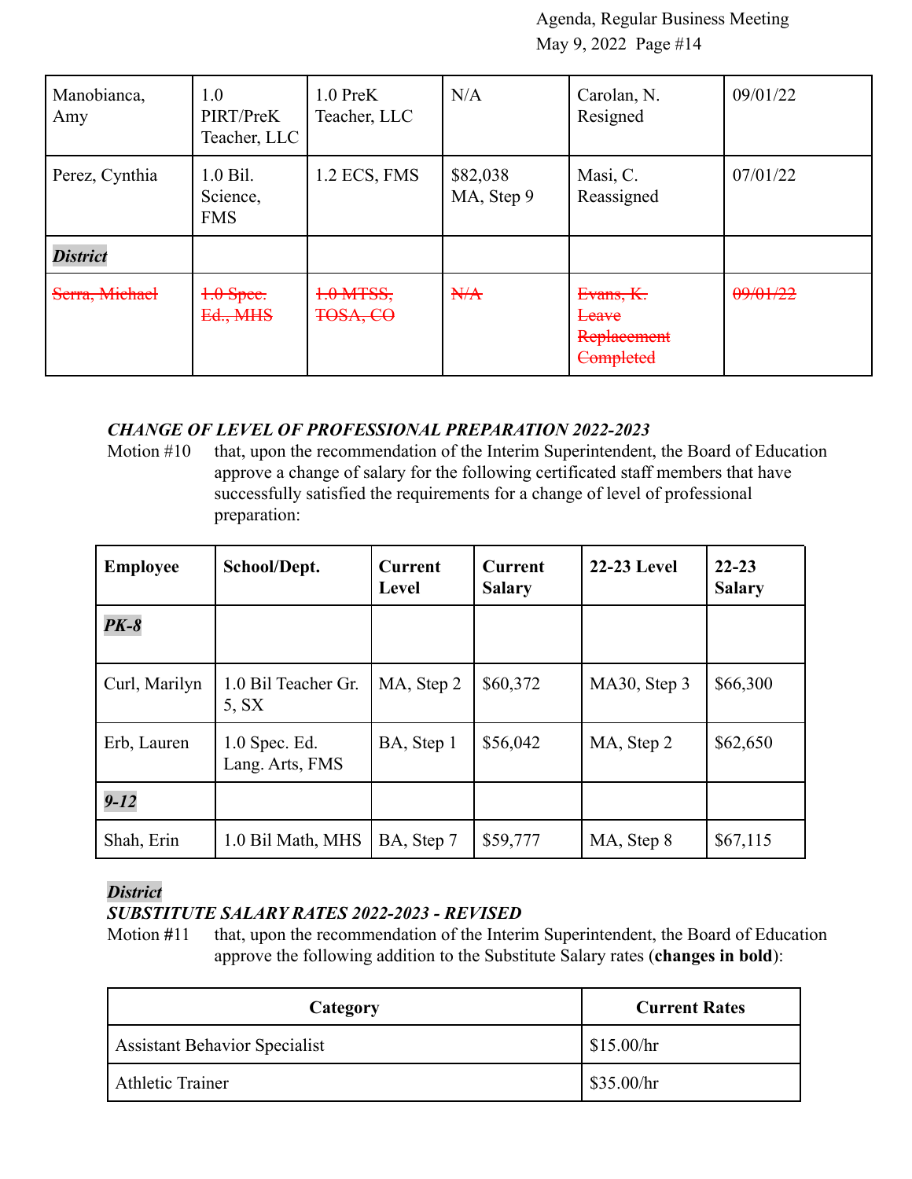| | | | | | |
|---|---|---|---|---|---|
| Manobianca, Amy | 1.0 PIRT/PreK Teacher, LLC | 1.0 PreK Teacher, LLC | N/A | Carolan, N. Resigned | 09/01/22 |
| Perez, Cynthia | 1.0 Bil. Science, FMS | 1.2 ECS, FMS | $82,038 MA, Step 9 | Masi, C. Reassigned | 07/01/22 |
| ***District*** | | | | | |
| ~~Serra, Michael~~ | ~~1.0 Spec. Ed., MHS~~ | ~~1.0 MTSS, TOSA, CO~~ | ~~N/A~~ | ~~Evans, K. Leave Replacement Completed~~ | ~~09/01/22~~ |

***CHANGE OF LEVEL OF PROFESSIONAL PREPARATION 2022-2023***

Motion #10 that, upon the recommendation of the Interim Superintendent, the Board of Education approve a change of salary for the following certificated staff members that have successfully satisfied the requirements for a change of level of professional preparation:

| Employee | School/Dept. | Current Level | Current Salary | 22-23 Level | 22-23 Salary |
|---|---|---|---|---|---|
| ***PK-8*** | | | | | |
| Curl, Marilyn | 1.0 Bil Teacher Gr. 5, SX | MA, Step 2 | $60,372 | MA30, Step 3 | $66,300 |
| Erb, Lauren | 1.0 Spec. Ed. Lang. Arts, FMS | BA, Step 1 | $56,042 | MA, Step 2 | $62,650 |
| ***9-12*** | | | | | |
| Shah, Erin | 1.0 Bil Math, MHS | BA, Step 7 | $59,777 | MA, Step 8 | $67,115 |

***District***

***SUBSTITUTE SALARY RATES 2022-2023 - REVISED***

Motion #11 that, upon the recommendation of the Interim Superintendent, the Board of Education approve the following addition to the Substitute Salary rates (**changes in bold**):

| Category | Current Rates |
|---|---|
| Assistant Behavior Specialist | $15.00/hr |
| Athletic Trainer | $35.00/hr |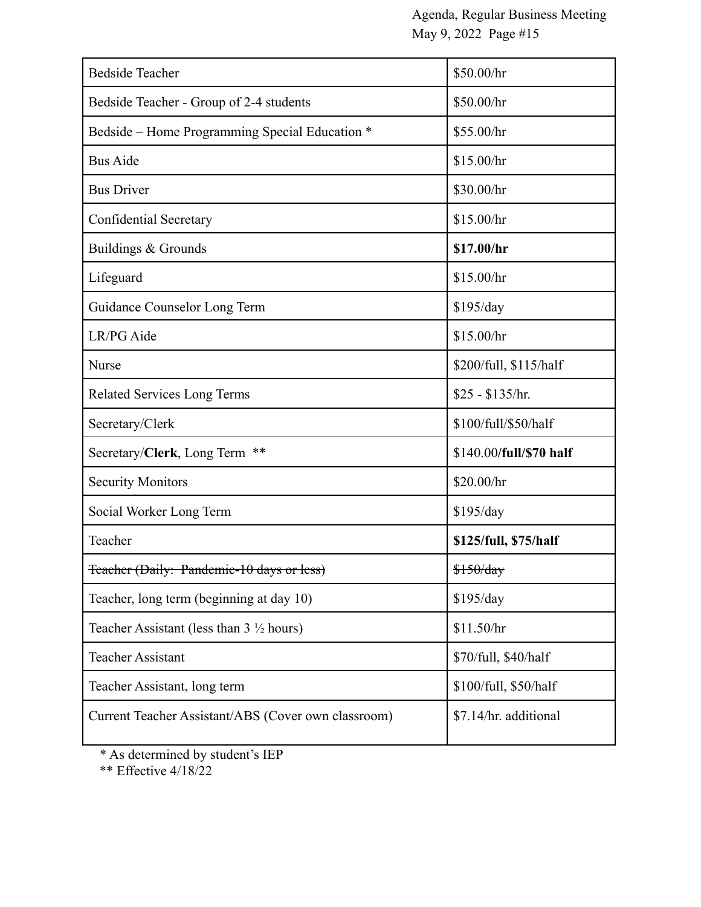| Bedside Teacher | $50.00/hr |
|---|---|
| Bedside Teacher - Group of 2-4 students | $50.00/hr |
| Bedside – Home Programming Special Education * | $55.00/hr |
| Bus Aide | $15.00/hr |
| Bus Driver | $30.00/hr |
| Confidential Secretary | $15.00/hr |
| Buildings & Grounds | **$17.00/hr** |
| Lifeguard | $15.00/hr |
| Guidance Counselor Long Term | $195/day |
| LR/PG Aide | $15.00/hr |
| Nurse | $200/full, $115/half |
| Related Services Long Terms | $25 - $135/hr. |
| Secretary/Clerk | $100/full/$50/half |
| Secretary/**Clerk**, Long Term ** | $140.00**/full/$70 half** |
| Security Monitors | $20.00/hr |
| Social Worker Long Term | $195/day |
| Teacher | **$125/full, $75/half** |
| ~~Teacher (Daily: Pandemic-10 days or less)~~ | ~~$150/day~~ |
| Teacher, long term (beginning at day 10) | $195/day |
| Teacher Assistant (less than 3 ½ hours) | $11.50/hr |
| Teacher Assistant | $70/full, $40/half |
| Teacher Assistant, long term | $100/full, $50/half |
| Current Teacher Assistant/ABS (Cover own classroom) | $7.14/hr. additional |

* As determined by student's IEP

** Effective 4/18/22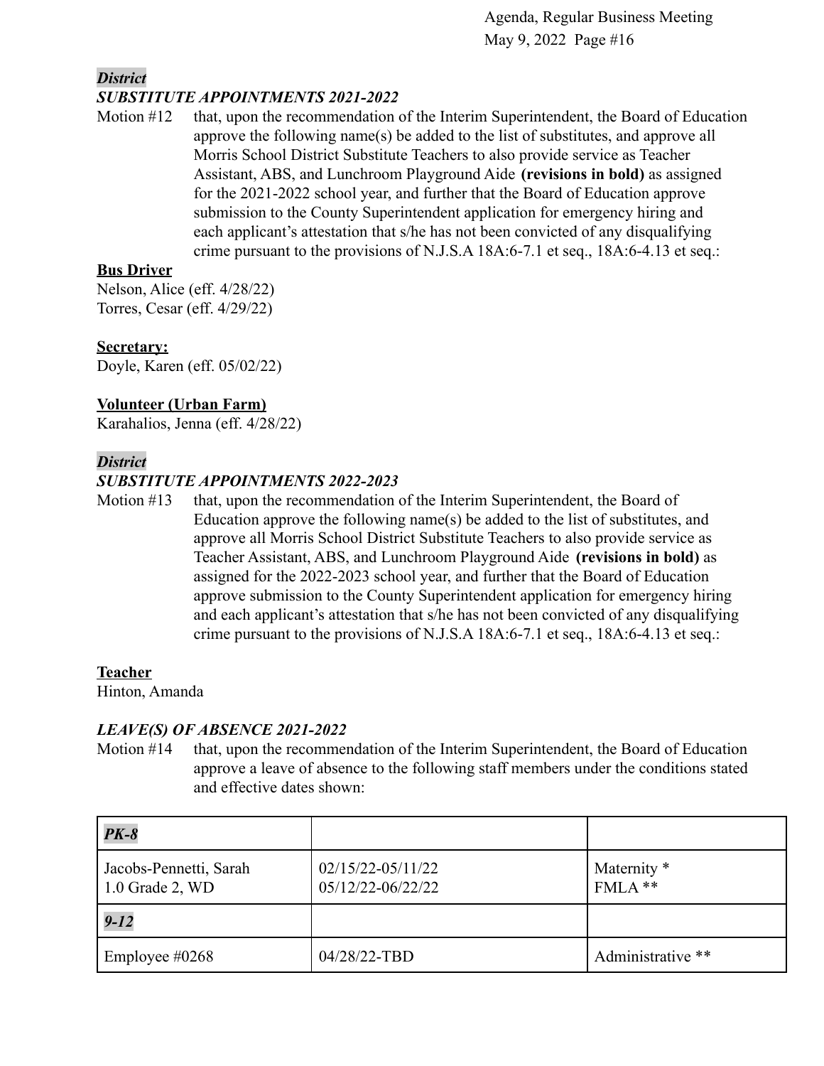***District***

***SUBSTITUTE APPOINTMENTS 2021-2022***

Motion #12 that, upon the recommendation of the Interim Superintendent, the Board of Education approve the following name(s) be added to the list of substitutes, and approve all Morris School District Substitute Teachers to also provide service as Teacher Assistant, ABS, and Lunchroom Playground Aide **(revisions in bold)** as assigned for the 2021-2022 school year, and further that the Board of Education approve submission to the County Superintendent application for emergency hiring and each applicant's attestation that s/he has not been convicted of any disqualifying crime pursuant to the provisions of N.J.S.A 18A:6-7.1 et seq., 18A:6-4.13 et seq.:

**Bus Driver**

Nelson, Alice (eff. 4/28/22)
Torres, Cesar (eff. 4/29/22)

**Secretary:**

Doyle, Karen (eff. 05/02/22)

**Volunteer (Urban Farm)**

Karahalios, Jenna (eff. 4/28/22)

***District***

***SUBSTITUTE APPOINTMENTS 2022-2023***

Motion #13 that, upon the recommendation of the Interim Superintendent, the Board of Education approve the following name(s) be added to the list of substitutes, and approve all Morris School District Substitute Teachers to also provide service as Teacher Assistant, ABS, and Lunchroom Playground Aide **(revisions in bold)** as assigned for the 2022-2023 school year, and further that the Board of Education approve submission to the County Superintendent application for emergency hiring and each applicant's attestation that s/he has not been convicted of any disqualifying crime pursuant to the provisions of N.J.S.A 18A:6-7.1 et seq., 18A:6-4.13 et seq.:

**Teacher**

Hinton, Amanda

***LEAVE(S) OF ABSENCE 2021-2022***

Motion #14 that, upon the recommendation of the Interim Superintendent, the Board of Education approve a leave of absence to the following staff members under the conditions stated and effective dates shown:

| ***PK-8*** | | |
|---|---|---|
| Jacobs-Pennetti, Sarah<br>1.0 Grade 2, WD | 02/15/22-05/11/22<br>05/12/22-06/22/22 | Maternity *<br>FMLA ** |
| ***9-12*** | | |
| Employee #0268 | 04/28/22-TBD | Administrative ** |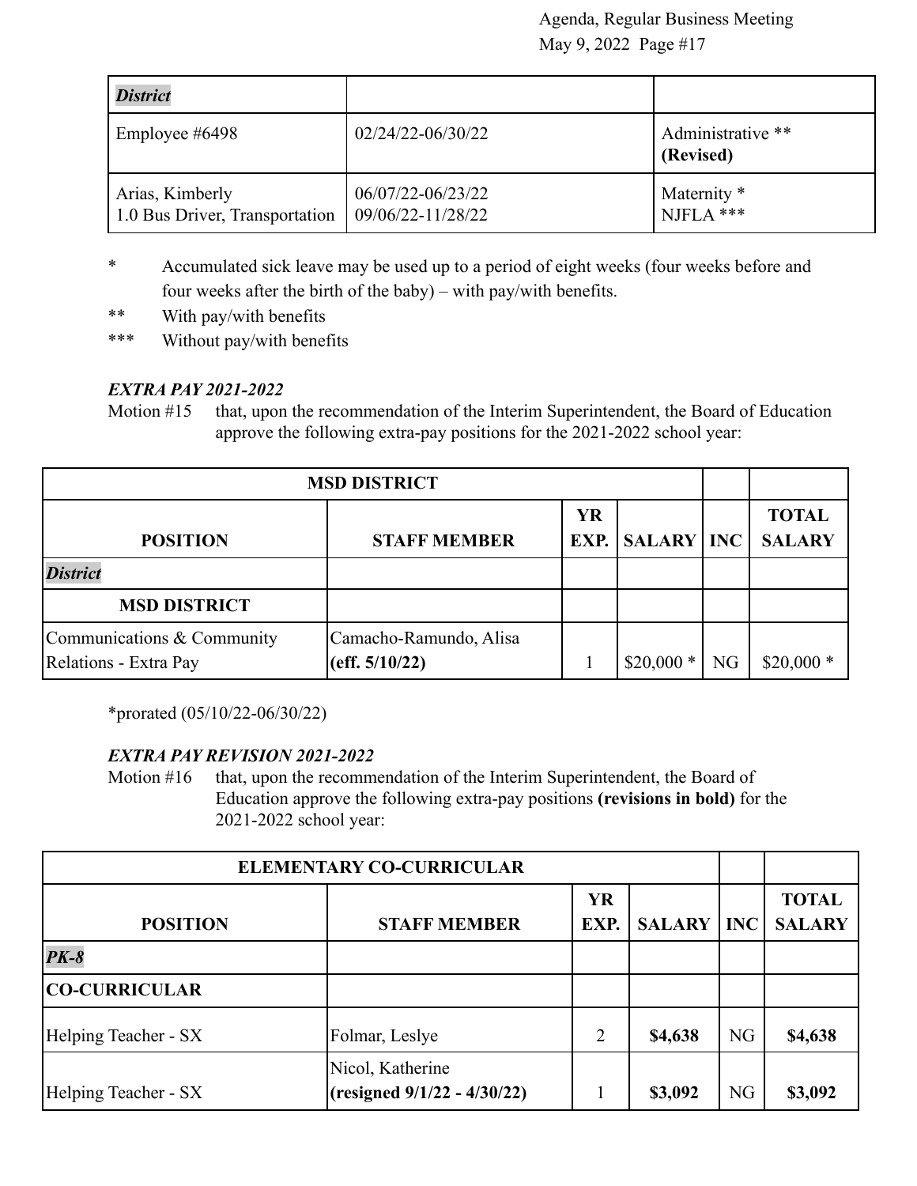| *District* | | |
|---|---|---|
| Employee #6498 | 02/24/22-06/30/22 | Administrative ** **(Revised)** |
| Arias, Kimberly<br>1.0 Bus Driver, Transportation | 06/07/22-06/23/22<br>09/06/22-11/28/22 | Maternity *<br>NJFLA *** |

\* Accumulated sick leave may be used up to a period of eight weeks (four weeks before and four weeks after the birth of the baby) – with pay/with benefits.

** With pay/with benefits

*** Without pay/with benefits

***EXTRA PAY 2021-2022***

Motion #15 that, upon the recommendation of the Interim Superintendent, the Board of Education approve the following extra-pay positions for the 2021-2022 school year:

| MSD DISTRICT | | | | | |
|---|---|---|---|---|---|
| **POSITION** | **STAFF MEMBER** | **YR EXP.** | **SALARY** | **INC** | **TOTAL SALARY** |
| ***District*** | | | | | |
| **MSD DISTRICT** | | | | | |
| Communications & Community Relations - Extra Pay | Camacho-Ramundo, Alisa **(eff. 5/10/22)** | 1 | $20,000 * | NG | $20,000 * |

*prorated (05/10/22-06/30/22)

***EXTRA PAY REVISION 2021-2022***

Motion #16 that, upon the recommendation of the Interim Superintendent, the Board of Education approve the following extra-pay positions **(revisions in bold)** for the 2021-2022 school year:

| ELEMENTARY CO-CURRICULAR | | | | | |
|---|---|---|---|---|---|
| **POSITION** | **STAFF MEMBER** | **YR EXP.** | **SALARY** | **INC** | **TOTAL SALARY** |
| ***PK-8*** | | | | | |
| **CO-CURRICULAR** | | | | | |
| Helping Teacher - SX | Folmar, Leslye | 2 | **$4,638** | NG | **$4,638** |
| Helping Teacher - SX | Nicol, Katherine **(resigned 9/1/22 - 4/30/22)** | 1 | **$3,092** | NG | **$3,092** |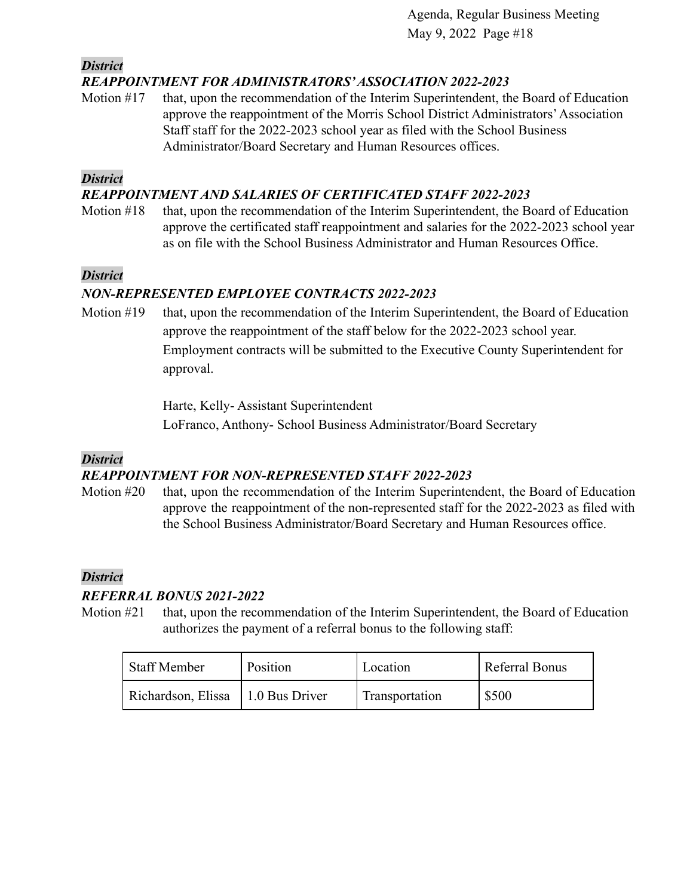***District***

***REAPPOINTMENT FOR ADMINISTRATORS' ASSOCIATION 2022-2023***

Motion #17 that, upon the recommendation of the Interim Superintendent, the Board of Education approve the reappointment of the Morris School District Administrators' Association Staff staff for the 2022-2023 school year as filed with the School Business Administrator/Board Secretary and Human Resources offices.

***District***

***REAPPOINTMENT AND SALARIES OF CERTIFICATED STAFF 2022-2023***

Motion #18 that, upon the recommendation of the Interim Superintendent, the Board of Education approve the certificated staff reappointment and salaries for the 2022-2023 school year as on file with the School Business Administrator and Human Resources Office.

***District***

***NON-REPRESENTED EMPLOYEE CONTRACTS 2022-2023***

Motion #19 that, upon the recommendation of the Interim Superintendent, the Board of Education approve the reappointment of the staff below for the 2022-2023 school year. Employment contracts will be submitted to the Executive County Superintendent for approval.

Harte, Kelly- Assistant Superintendent
LoFranco, Anthony- School Business Administrator/Board Secretary

***District***

***REAPPOINTMENT FOR NON-REPRESENTED STAFF 2022-2023***

Motion #20 that, upon the recommendation of the Interim Superintendent, the Board of Education approve the reappointment of the non-represented staff for the 2022-2023 as filed with the School Business Administrator/Board Secretary and Human Resources office.

***District***

***REFERRAL BONUS 2021-2022***

Motion #21 that, upon the recommendation of the Interim Superintendent, the Board of Education authorizes the payment of a referral bonus to the following staff:

| Staff Member | Position | Location | Referral Bonus |
|---|---|---|---|
| Richardson, Elissa | 1.0 Bus Driver | Transportation | $500 |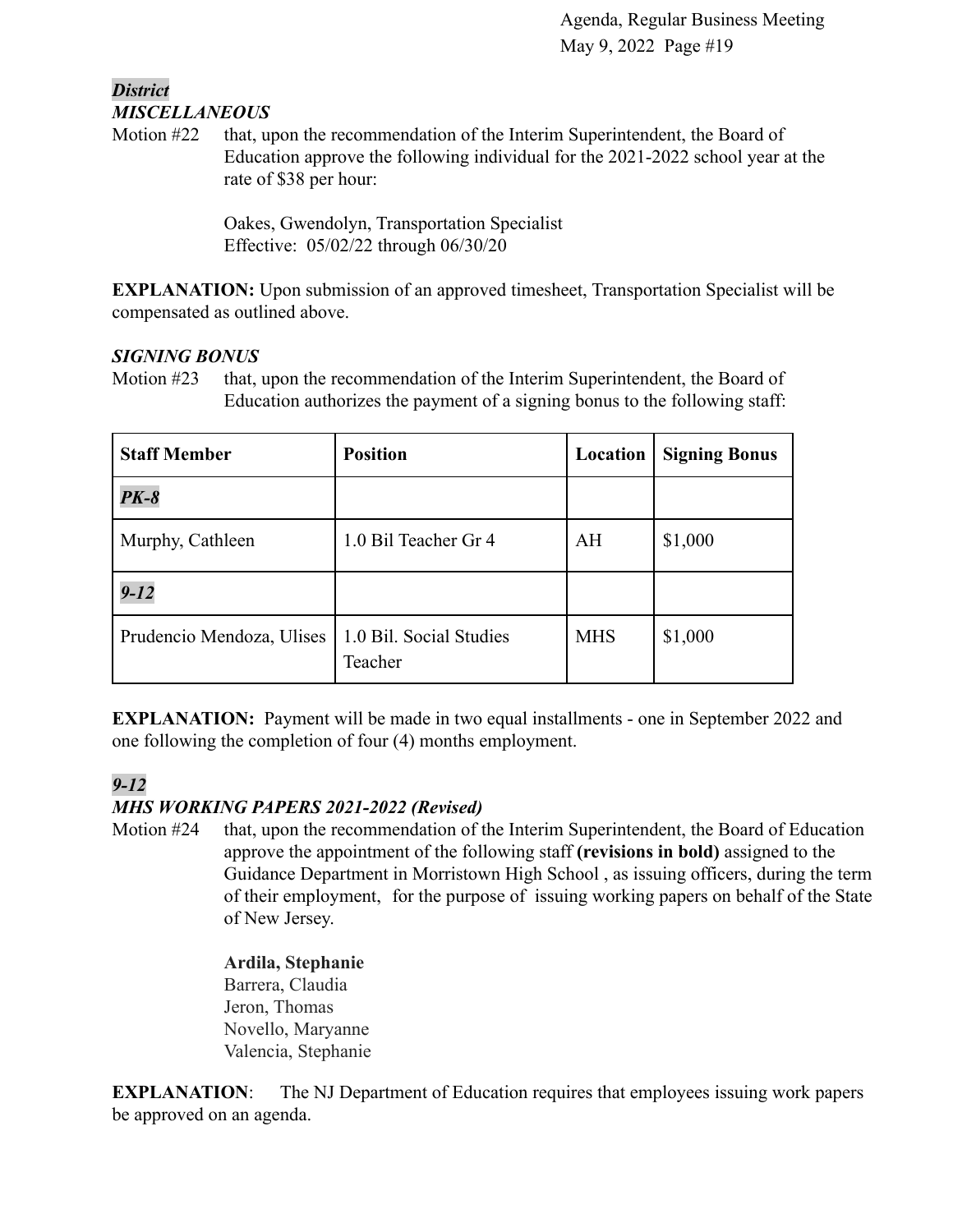***District***
***MISCELLANEOUS***

Motion #22 that, upon the recommendation of the Interim Superintendent, the Board of Education approve the following individual for the 2021-2022 school year at the rate of $38 per hour:

Oakes, Gwendolyn, Transportation Specialist
Effective: 05/02/22 through 06/30/20

**EXPLANATION:** Upon submission of an approved timesheet, Transportation Specialist will be compensated as outlined above.

***SIGNING BONUS***

Motion #23 that, upon the recommendation of the Interim Superintendent, the Board of Education authorizes the payment of a signing bonus to the following staff:

| Staff Member | Position | Location | Signing Bonus |
|---|---|---|---|
| ***PK-8*** | | | |
| Murphy, Cathleen | 1.0 Bil Teacher Gr 4 | AH | $1,000 |
| ***9-12*** | | | |
| Prudencio Mendoza, Ulises | 1.0 Bil. Social Studies Teacher | MHS | $1,000 |

**EXPLANATION:** Payment will be made in two equal installments - one in September 2022 and one following the completion of four (4) months employment.

***9-12***
***MHS WORKING PAPERS 2021-2022 (Revised)***

Motion #24 that, upon the recommendation of the Interim Superintendent, the Board of Education approve the appointment of the following staff **(revisions in bold)** assigned to the Guidance Department in Morristown High School , as issuing officers, during the term of their employment, for the purpose of issuing working papers on behalf of the State of New Jersey.

**Ardila, Stephanie**
Barrera, Claudia
Jeron, Thomas
Novello, Maryanne
Valencia, Stephanie

**EXPLANATION**: The NJ Department of Education requires that employees issuing work papers be approved on an agenda.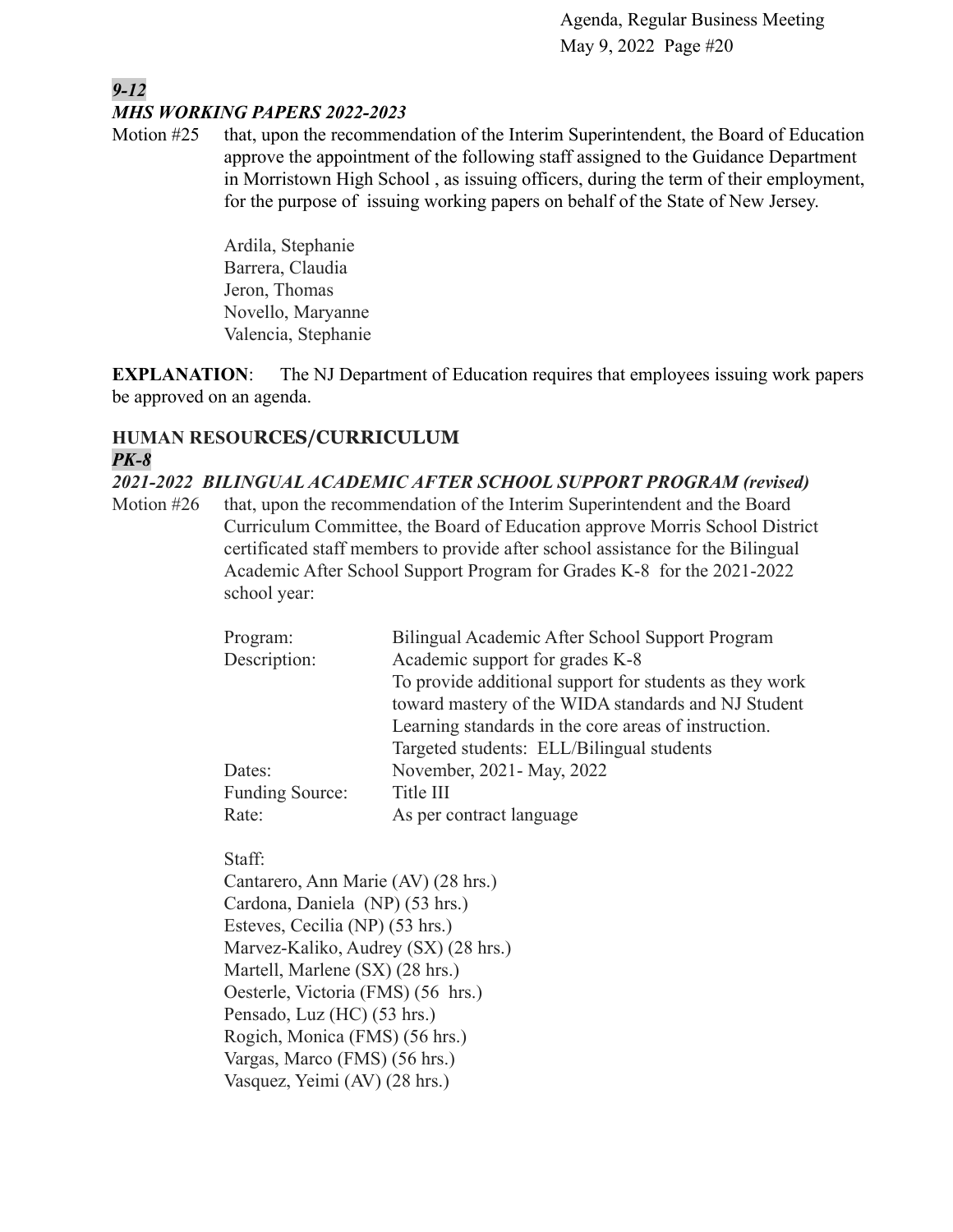### *9-12*

### *MHS WORKING PAPERS 2022-2023*

Motion #25 that, upon the recommendation of the Interim Superintendent, the Board of Education approve the appointment of the following staff assigned to the Guidance Department in Morristown High School , as issuing officers, during the term of their employment, for the purpose of issuing working papers on behalf of the State of New Jersey.

Ardila, Stephanie
Barrera, Claudia
Jeron, Thomas
Novello, Maryanne
Valencia, Stephanie

**EXPLANATION**: The NJ Department of Education requires that employees issuing work papers be approved on an agenda.

## HUMAN RESOURCES/CURRICULUM

### *PK-8*

### *2021-2022 BILINGUAL ACADEMIC AFTER SCHOOL SUPPORT PROGRAM (revised)*

Motion #26 that, upon the recommendation of the Interim Superintendent and the Board Curriculum Committee, the Board of Education approve Morris School District certificated staff members to provide after school assistance for the Bilingual Academic After School Support Program for Grades K-8 for the 2021-2022 school year:

| | |
|---|---|
| Program: | Bilingual Academic After School Support Program |
| Description: | Academic support for grades K-8<br>To provide additional support for students as they work toward mastery of the WIDA standards and NJ Student Learning standards in the core areas of instruction.<br>Targeted students: ELL/Bilingual students |
| Dates: | November, 2021- May, 2022 |
| Funding Source: | Title III |
| Rate: | As per contract language |

Staff:
Cantarero, Ann Marie (AV) (28 hrs.)
Cardona, Daniela (NP) (53 hrs.)
Esteves, Cecilia (NP) (53 hrs.)
Marvez-Kaliko, Audrey (SX) (28 hrs.)
Martell, Marlene (SX) (28 hrs.)
Oesterle, Victoria (FMS) (56 hrs.)
Pensado, Luz (HC) (53 hrs.)
Rogich, Monica (FMS) (56 hrs.)
Vargas, Marco (FMS) (56 hrs.)
Vasquez, Yeimi (AV) (28 hrs.)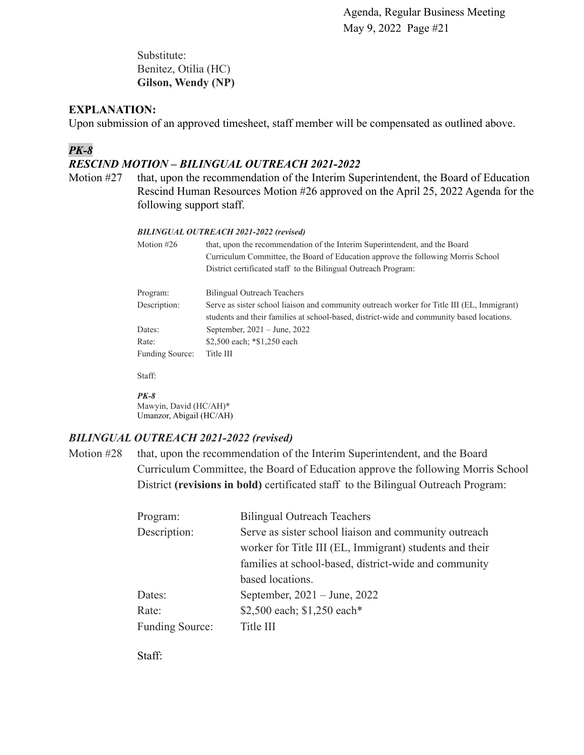Substitute:
Benitez, Otilia (HC)
**Gilson, Wendy (NP)**

**EXPLANATION:**
Upon submission of an approved timesheet, staff member will be compensated as outlined above.

***PK-8***

***RESCIND MOTION – BILINGUAL OUTREACH 2021-2022***

Motion #27 that, upon the recommendation of the Interim Superintendent, the Board of Education Rescind Human Resources Motion #26 approved on the April 25, 2022 Agenda for the following support staff.

***BILINGUAL OUTREACH 2021-2022 (revised)***

Motion #26 that, upon the recommendation of the Interim Superintendent, and the Board Curriculum Committee, the Board of Education approve the following Morris School District certificated staff to the Bilingual Outreach Program:

| | |
|---|---|
| Program: | Bilingual Outreach Teachers |
| Description: | Serve as sister school liaison and community outreach worker for Title III (EL, Immigrant) students and their families at school-based, district-wide and community based locations. |
| Dates: | September, 2021 – June, 2022 |
| Rate: | $2,500 each; *$1,250 each |
| Funding Source: | Title III |

Staff:

***PK-8***
Mawyin, David (HC/AH)*
Umanzor, Abigail (HC/AH)

***BILINGUAL OUTREACH 2021-2022 (revised)***

Motion #28 that, upon the recommendation of the Interim Superintendent, and the Board Curriculum Committee, the Board of Education approve the following Morris School District **(revisions in bold)** certificated staff to the Bilingual Outreach Program:

| | |
|---|---|
| Program: | Bilingual Outreach Teachers |
| Description: | Serve as sister school liaison and community outreach worker for Title III (EL, Immigrant) students and their families at school-based, district-wide and community based locations. |
| Dates: | September, 2021 – June, 2022 |
| Rate: | $2,500 each; $1,250 each* |
| Funding Source: | Title III |

Staff: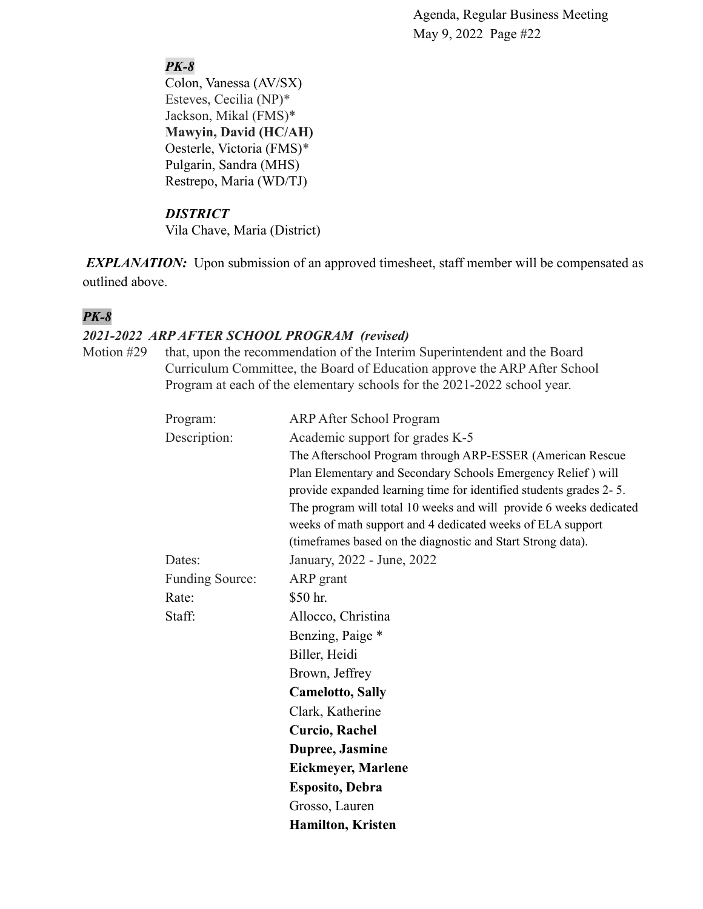***PK-8***

Colon, Vanessa (AV/SX)
Esteves, Cecilia (NP)*
Jackson, Mikal (FMS)*
**Mawyin, David (HC/AH)**
Oesterle, Victoria (FMS)*
Pulgarin, Sandra (MHS)
Restrepo, Maria (WD/TJ)

***DISTRICT***

Vila Chave, Maria (District)

***EXPLANATION:*** Upon submission of an approved timesheet, staff member will be compensated as outlined above.

***PK-8***

***2021-2022 ARP AFTER SCHOOL PROGRAM (revised)***

Motion #29 that, upon the recommendation of the Interim Superintendent and the Board Curriculum Committee, the Board of Education approve the ARP After School Program at each of the elementary schools for the 2021-2022 school year.

Program: ARP After School Program

Description: Academic support for grades K-5
The Afterschool Program through ARP-ESSER (American Rescue Plan Elementary and Secondary Schools Emergency Relief ) will provide expanded learning time for identified students grades 2- 5. The program will total 10 weeks and will provide 6 weeks dedicated weeks of math support and 4 dedicated weeks of ELA support (timeframes based on the diagnostic and Start Strong data).

Dates: January, 2022 - June, 2022

Funding Source: ARP grant

Rate: $50 hr.

Staff:
Allocco, Christina
Benzing, Paige *
Biller, Heidi
Brown, Jeffrey
**Camelotto, Sally**
Clark, Katherine
**Curcio, Rachel**
**Dupree, Jasmine**
**Eickmeyer, Marlene**
**Esposito, Debra**
Grosso, Lauren
**Hamilton, Kristen**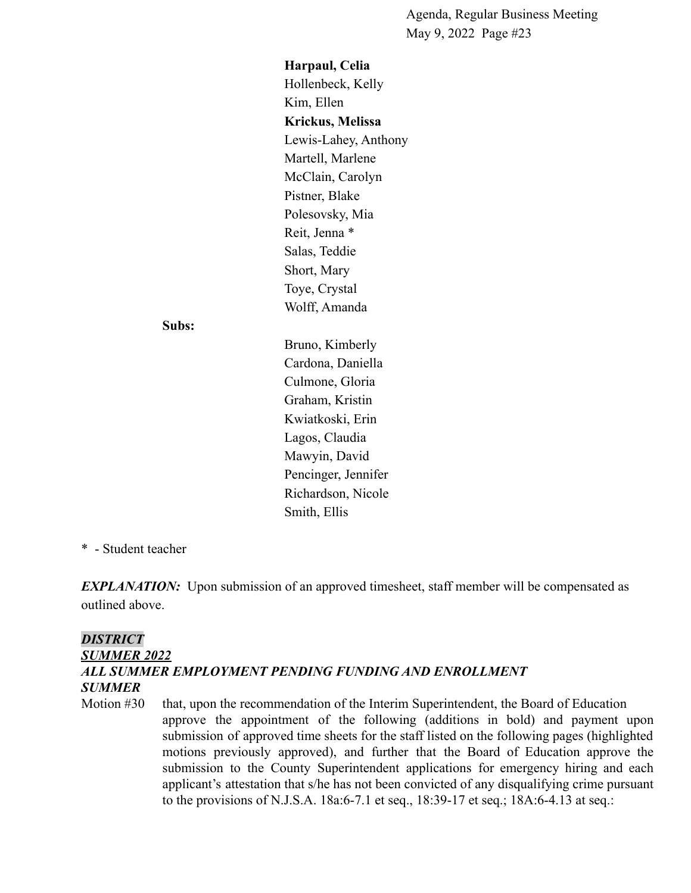**Harpaul, Celia**
Hollenbeck, Kelly
Kim, Ellen
**Krickus, Melissa**
Lewis-Lahey, Anthony
Martell, Marlene
McClain, Carolyn
Pistner, Blake
Polesovsky, Mia
Reit, Jenna *
Salas, Teddie
Short, Mary
Toye, Crystal
Wolff, Amanda

**Subs:**

Bruno, Kimberly
Cardona, Daniella
Culmone, Gloria
Graham, Kristin
Kwiatkoski, Erin
Lagos, Claudia
Mawyin, David
Pencinger, Jennifer
Richardson, Nicole
Smith, Ellis

* - Student teacher

***EXPLANATION:*** Upon submission of an approved timesheet, staff member will be compensated as outlined above.

***DISTRICT***
***SUMMER 2022***
***ALL SUMMER EMPLOYMENT PENDING FUNDING AND ENROLLMENT***
***SUMMER***

Motion #30 that, upon the recommendation of the Interim Superintendent, the Board of Education approve the appointment of the following (additions in bold) and payment upon submission of approved time sheets for the staff listed on the following pages (highlighted motions previously approved), and further that the Board of Education approve the submission to the County Superintendent applications for emergency hiring and each applicant's attestation that s/he has not been convicted of any disqualifying crime pursuant to the provisions of N.J.S.A. 18a:6-7.1 et seq., 18:39-17 et seq.; 18A:6-4.13 at seq.: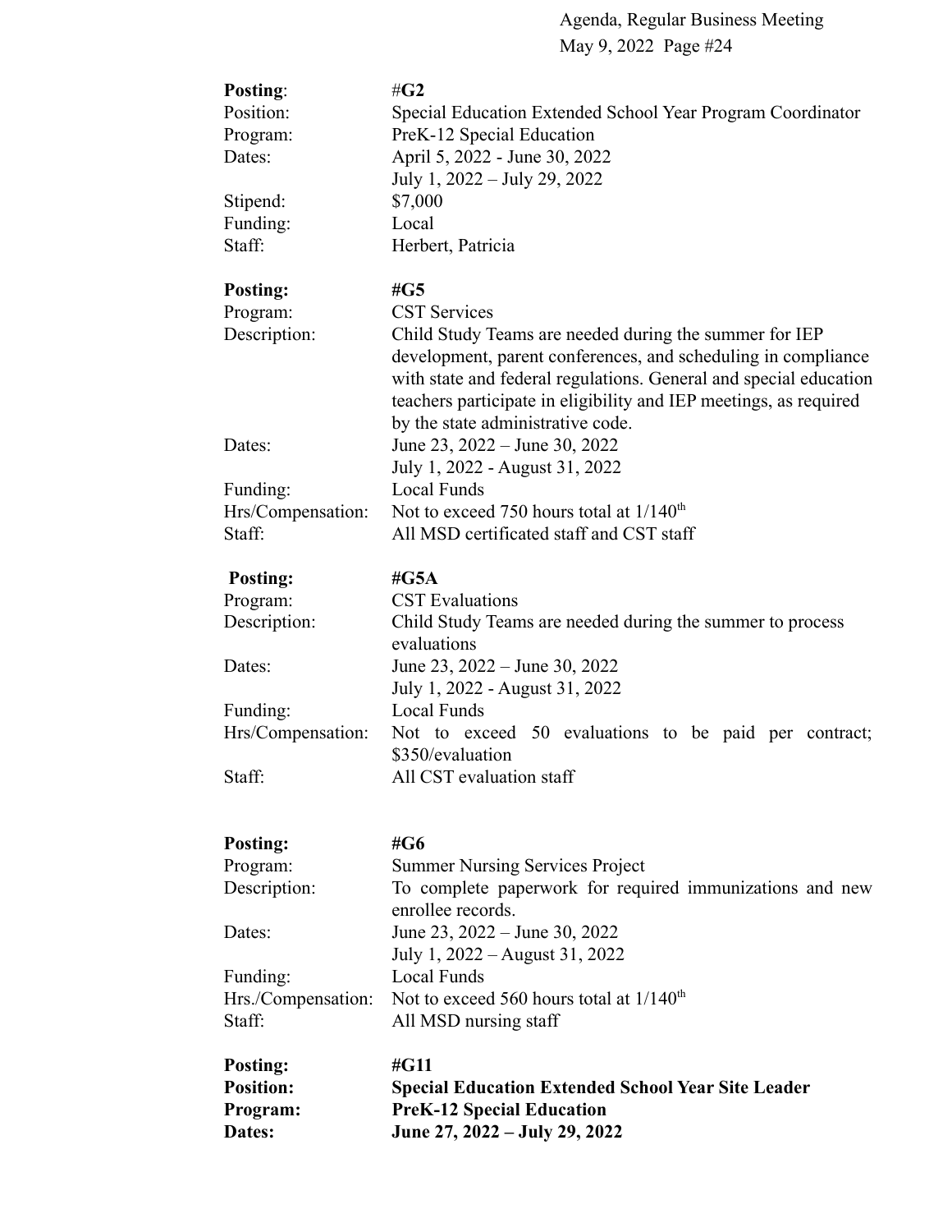**Posting**: #**G2**
Position: Special Education Extended School Year Program Coordinator
Program: PreK-12 Special Education
Dates: April 5, 2022 - June 30, 2022
July 1, 2022 – July 29, 2022
Stipend: $7,000
Funding: Local
Staff: Herbert, Patricia

**Posting:** **#G5**
Program: CST Services
Description: Child Study Teams are needed during the summer for IEP development, parent conferences, and scheduling in compliance with state and federal regulations. General and special education teachers participate in eligibility and IEP meetings, as required by the state administrative code.
Dates: June 23, 2022 – June 30, 2022
July 1, 2022 - August 31, 2022
Funding: Local Funds
Hrs/Compensation: Not to exceed 750 hours total at 1/140th
Staff: All MSD certificated staff and CST staff

**Posting:** **#G5A**
Program: CST Evaluations
Description: Child Study Teams are needed during the summer to process evaluations
Dates: June 23, 2022 – June 30, 2022
July 1, 2022 - August 31, 2022
Funding: Local Funds
Hrs/Compensation: Not to exceed 50 evaluations to be paid per contract; $350/evaluation
Staff: All CST evaluation staff

**Posting:** **#G6**
Program: Summer Nursing Services Project
Description: To complete paperwork for required immunizations and new enrollee records.
Dates: June 23, 2022 – June 30, 2022
July 1, 2022 – August 31, 2022
Funding: Local Funds
Hrs./Compensation: Not to exceed 560 hours total at 1/140th
Staff: All MSD nursing staff

**Posting:** **#G11**
**Position:** **Special Education Extended School Year Site Leader**
**Program:** **PreK-12 Special Education**
**Dates:** **June 27, 2022 – July 29, 2022**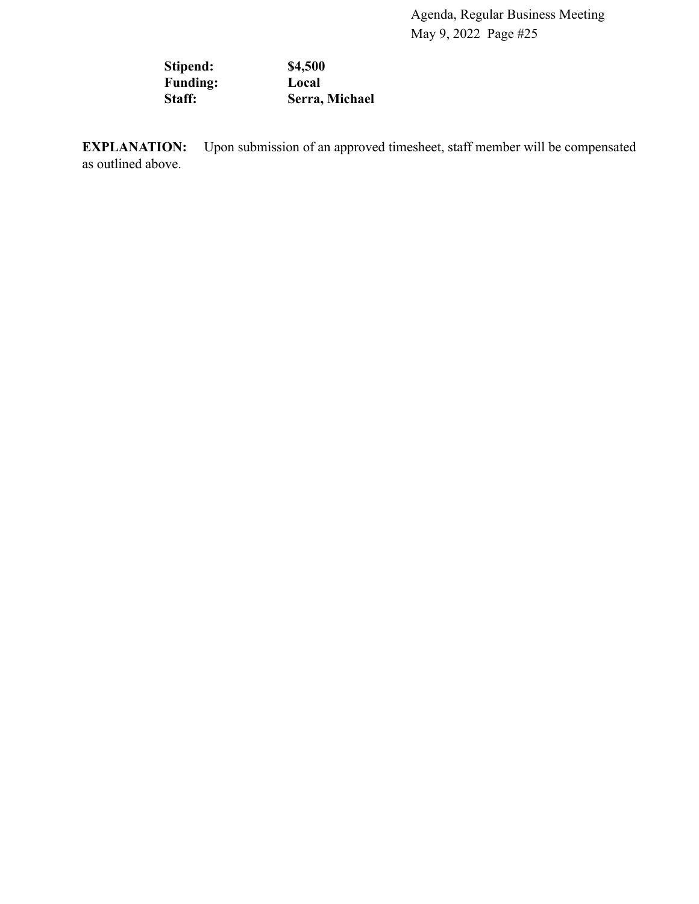**Stipend:** **$4,500**
**Funding:** **Local**
**Staff:** **Serra, Michael**

**EXPLANATION:** Upon submission of an approved timesheet, staff member will be compensated as outlined above.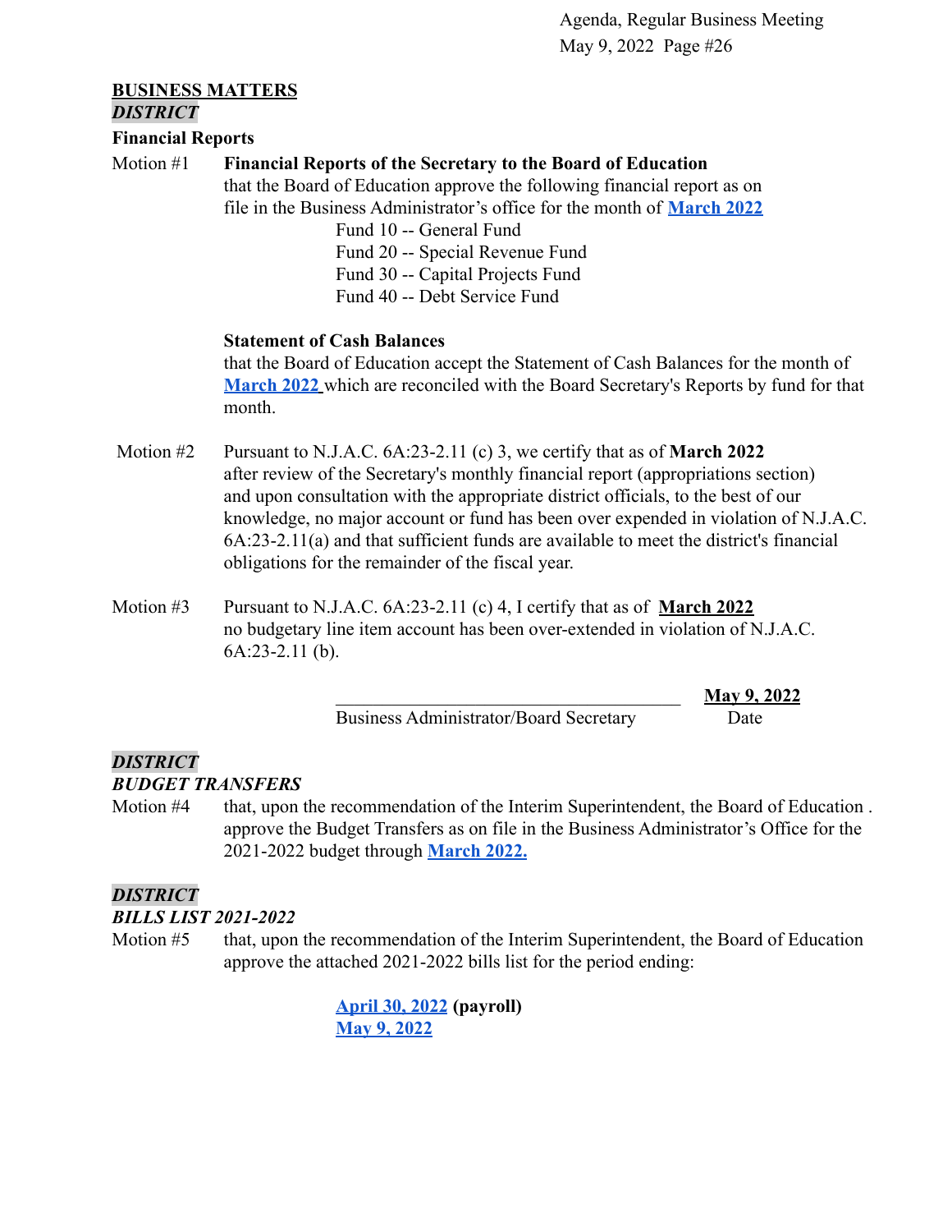**BUSINESS MATTERS**

***DISTRICT***

**Financial Reports**

Motion #1 **Financial Reports of the Secretary to the Board of Education**
that the Board of Education approve the following financial report as on file in the Business Administrator's office for the month of **March 2022**

Fund 10 -- General Fund
Fund 20 -- Special Revenue Fund
Fund 30 -- Capital Projects Fund
Fund 40 -- Debt Service Fund

**Statement of Cash Balances**
that the Board of Education accept the Statement of Cash Balances for the month of **March 2022** which are reconciled with the Board Secretary's Reports by fund for that month.

Motion #2 Pursuant to N.J.A.C. 6A:23-2.11 (c) 3, we certify that as of **March 2022** after review of the Secretary's monthly financial report (appropriations section) and upon consultation with the appropriate district officials, to the best of our knowledge, no major account or fund has been over expended in violation of N.J.A.C. 6A:23-2.11(a) and that sufficient funds are available to meet the district's financial obligations for the remainder of the fiscal year.

Motion #3 Pursuant to N.J.A.C. 6A:23-2.11 (c) 4, I certify that as of **March 2022** no budgetary line item account has been over-extended in violation of N.J.A.C. 6A:23-2.11 (b).

\_\_\_\_\_\_\_\_\_\_\_\_\_\_\_\_\_\_\_\_\_\_\_\_\_\_\_\_\_\_\_\_\_\_ **May 9, 2022**
Business Administrator/Board Secretary Date

***DISTRICT***

***BUDGET TRANSFERS***

Motion #4 that, upon the recommendation of the Interim Superintendent, the Board of Education . approve the Budget Transfers as on file in the Business Administrator's Office for the 2021-2022 budget through **March 2022.**

***DISTRICT***

***BILLS LIST 2021-2022***

Motion #5 that, upon the recommendation of the Interim Superintendent, the Board of Education approve the attached 2021-2022 bills list for the period ending:

**April 30, 2022** **(payroll)**
**May 9, 2022**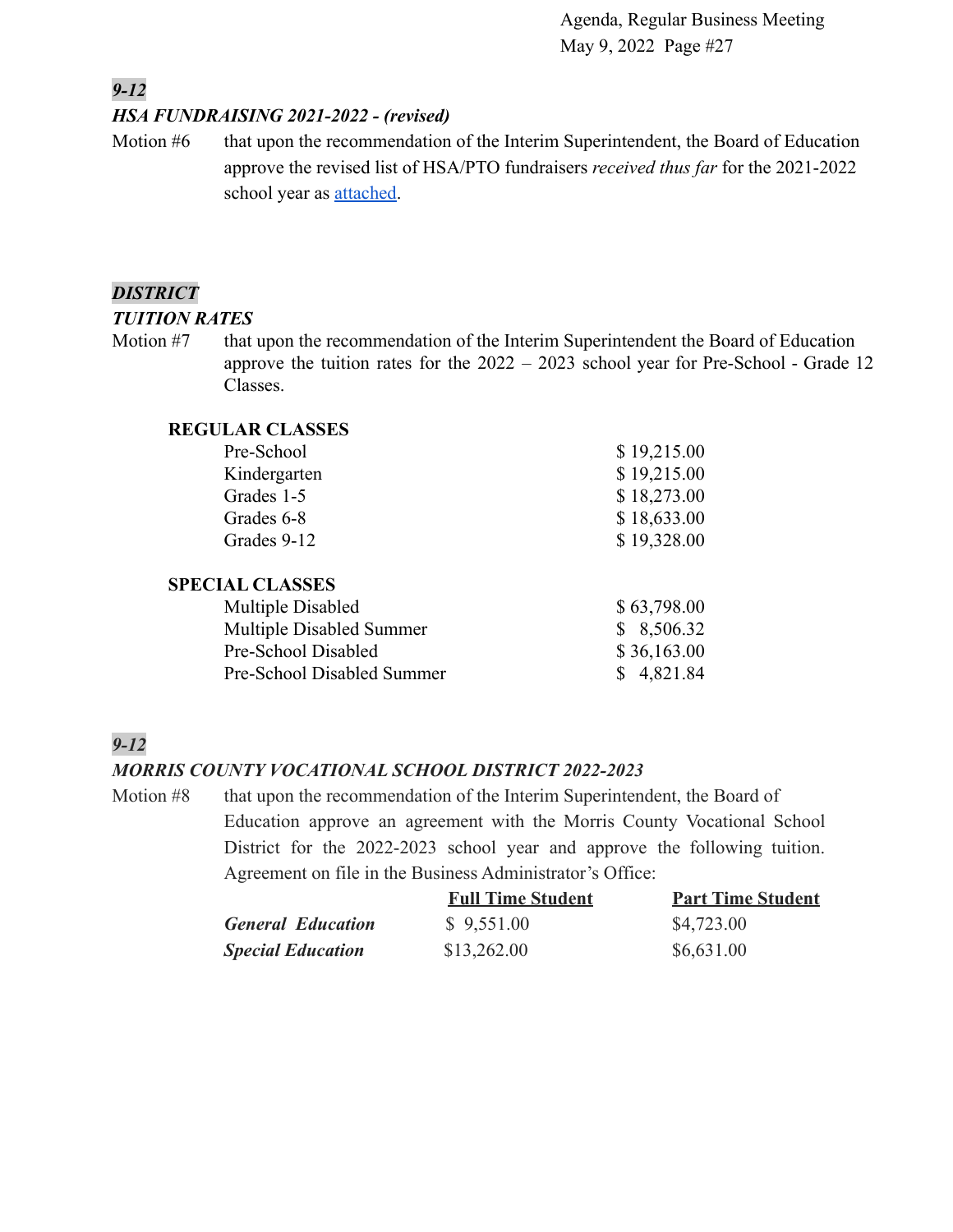### *9-12*

#### *HSA FUNDRAISING 2021-2022 - (revised)*

Motion #6 that upon the recommendation of the Interim Superintendent, the Board of Education approve the revised list of HSA/PTO fundraisers *received thus far* for the 2021-2022 school year as attached.

### *DISTRICT*

#### *TUITION RATES*

Motion #7 that upon the recommendation of the Interim Superintendent the Board of Education approve the tuition rates for the 2022 – 2023 school year for Pre-School - Grade 12 Classes.

| **REGULAR CLASSES** | |
|---|---|
| Pre-School | $ 19,215.00 |
| Kindergarten | $ 19,215.00 |
| Grades 1-5 | $ 18,273.00 |
| Grades 6-8 | $ 18,633.00 |
| Grades 9-12 | $ 19,328.00 |

| **SPECIAL CLASSES** | |
|---|---|
| Multiple Disabled | $ 63,798.00 |
| Multiple Disabled Summer | $ 8,506.32 |
| Pre-School Disabled | $ 36,163.00 |
| Pre-School Disabled Summer | $ 4,821.84 |

### *9-12*

#### *MORRIS COUNTY VOCATIONAL SCHOOL DISTRICT 2022-2023*

Motion #8 that upon the recommendation of the Interim Superintendent, the Board of Education approve an agreement with the Morris County Vocational School District for the 2022-2023 school year and approve the following tuition. Agreement on file in the Business Administrator's Office:

| | **Full Time Student** | **Part Time Student** |
|---|---|---|
| ***General Education*** | $ 9,551.00 | $4,723.00 |
| ***Special Education*** | $13,262.00 | $6,631.00 |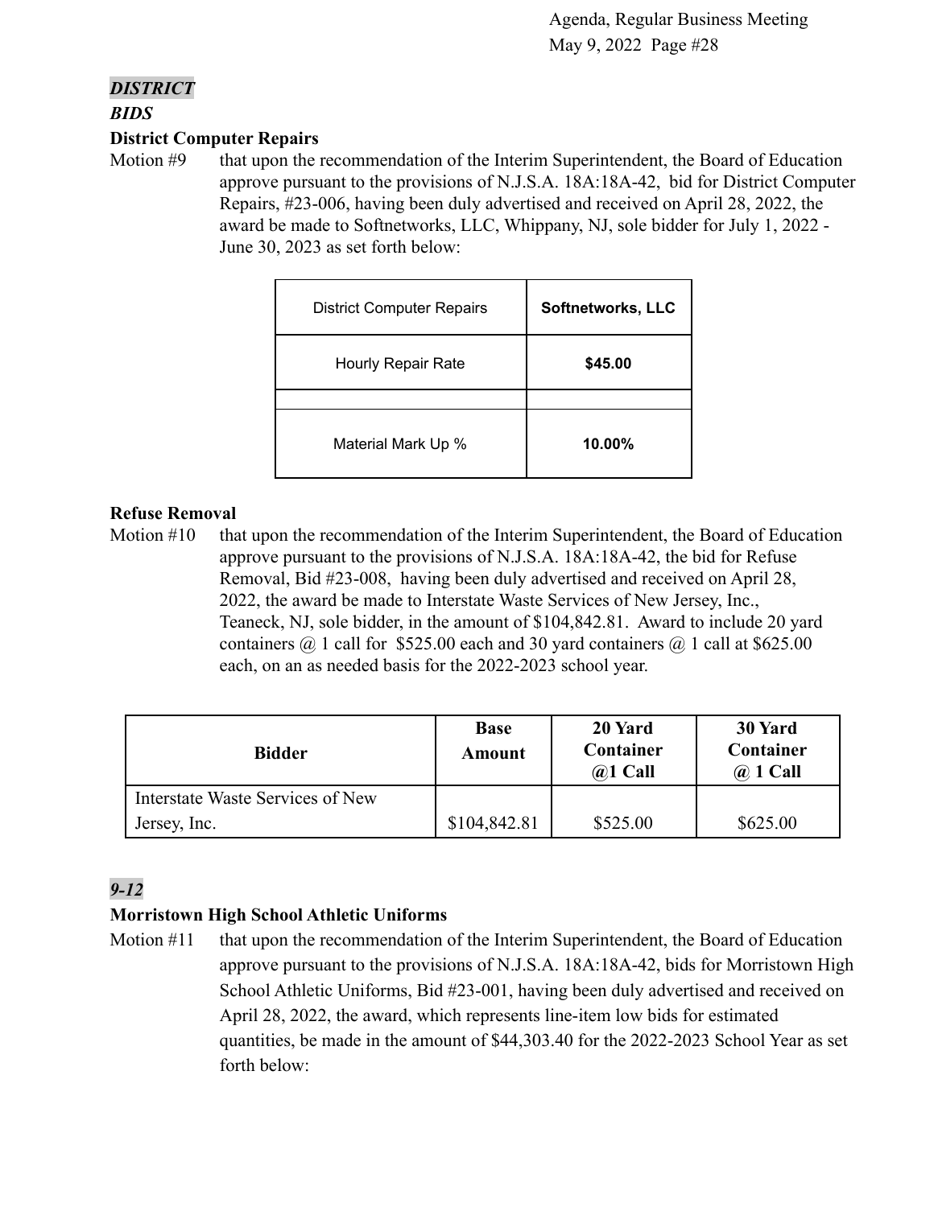***DISTRICT***

***BIDS***

**District Computer Repairs**

Motion #9 that upon the recommendation of the Interim Superintendent, the Board of Education approve pursuant to the provisions of N.J.S.A. 18A:18A-42, bid for District Computer Repairs, #23-006, having been duly advertised and received on April 28, 2022, the award be made to Softnetworks, LLC, Whippany, NJ, sole bidder for July 1, 2022 - June 30, 2023 as set forth below:

| District Computer Repairs | **Softnetworks, LLC** |
|---|---|
| Hourly Repair Rate | **$45.00** |
| | |
| Material Mark Up % | **10.00%** |

**Refuse Removal**

Motion #10 that upon the recommendation of the Interim Superintendent, the Board of Education approve pursuant to the provisions of N.J.S.A. 18A:18A-42, the bid for Refuse Removal, Bid #23-008, having been duly advertised and received on April 28, 2022, the award be made to Interstate Waste Services of New Jersey, Inc., Teaneck, NJ, sole bidder, in the amount of $104,842.81. Award to include 20 yard containers @ 1 call for $525.00 each and 30 yard containers @ 1 call at $625.00 each, on an as needed basis for the 2022-2023 school year.

| **Bidder** | **Base Amount** | **20 Yard Container @1 Call** | **30 Yard Container @ 1 Call** |
|---|---|---|---|
| Interstate Waste Services of New Jersey, Inc. | $104,842.81 | $525.00 | $625.00 |

***9-12***

**Morristown High School Athletic Uniforms**

Motion #11 that upon the recommendation of the Interim Superintendent, the Board of Education approve pursuant to the provisions of N.J.S.A. 18A:18A-42, bids for Morristown High School Athletic Uniforms, Bid #23-001, having been duly advertised and received on April 28, 2022, the award, which represents line-item low bids for estimated quantities, be made in the amount of $44,303.40 for the 2022-2023 School Year as set forth below: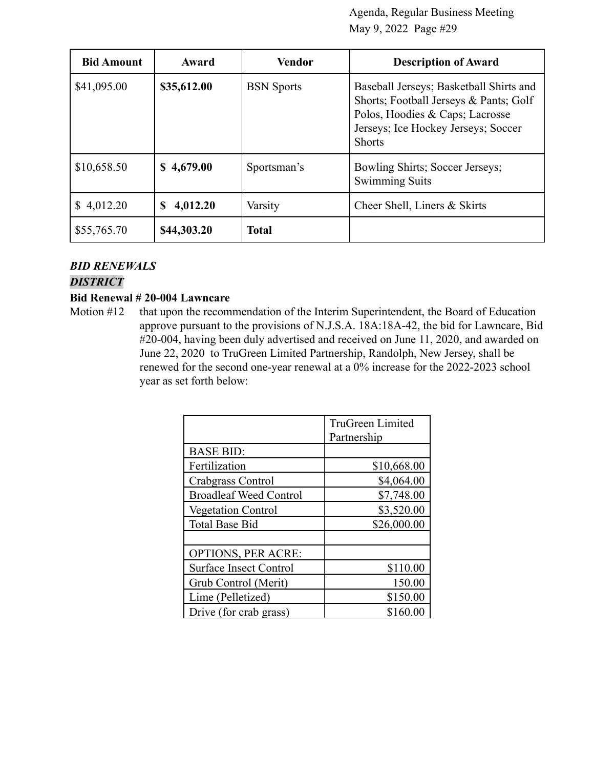| Bid Amount | Award | Vendor | Description of Award |
| --- | --- | --- | --- |
| $41,095.00 | **$35,612.00** | BSN Sports | Baseball Jerseys; Basketball Shirts and Shorts; Football Jerseys & Pants; Golf Polos, Hoodies & Caps; Lacrosse Jerseys; Ice Hockey Jerseys; Soccer Shorts |
| $10,658.50 | **$ 4,679.00** | Sportsman's | Bowling Shirts; Soccer Jerseys; Swimming Suits |
| $ 4,012.20 | **$ 4,012.20** | Varsity | Cheer Shell, Liners & Skirts |
| $55,765.70 | **$44,303.20** | **Total** | |

***BID RENEWALS***

***DISTRICT***

**Bid Renewal # 20-004 Lawncare**

Motion #12 that upon the recommendation of the Interim Superintendent, the Board of Education approve pursuant to the provisions of N.J.S.A. 18A:18A-42, the bid for Lawncare, Bid #20-004, having been duly advertised and received on June 11, 2020, and awarded on June 22, 2020 to TruGreen Limited Partnership, Randolph, New Jersey, shall be renewed for the second one-year renewal at a 0% increase for the 2022-2023 school year as set forth below:

| | TruGreen Limited Partnership |
| --- | --- |
| BASE BID: | |
| Fertilization | $10,668.00 |
| Crabgrass Control | $4,064.00 |
| Broadleaf Weed Control | $7,748.00 |
| Vegetation Control | $3,520.00 |
| Total Base Bid | $26,000.00 |
| | |
| OPTIONS, PER ACRE: | |
| Surface Insect Control | $110.00 |
| Grub Control (Merit) | 150.00 |
| Lime (Pelletized) | $150.00 |
| Drive (for crab grass) | $160.00 |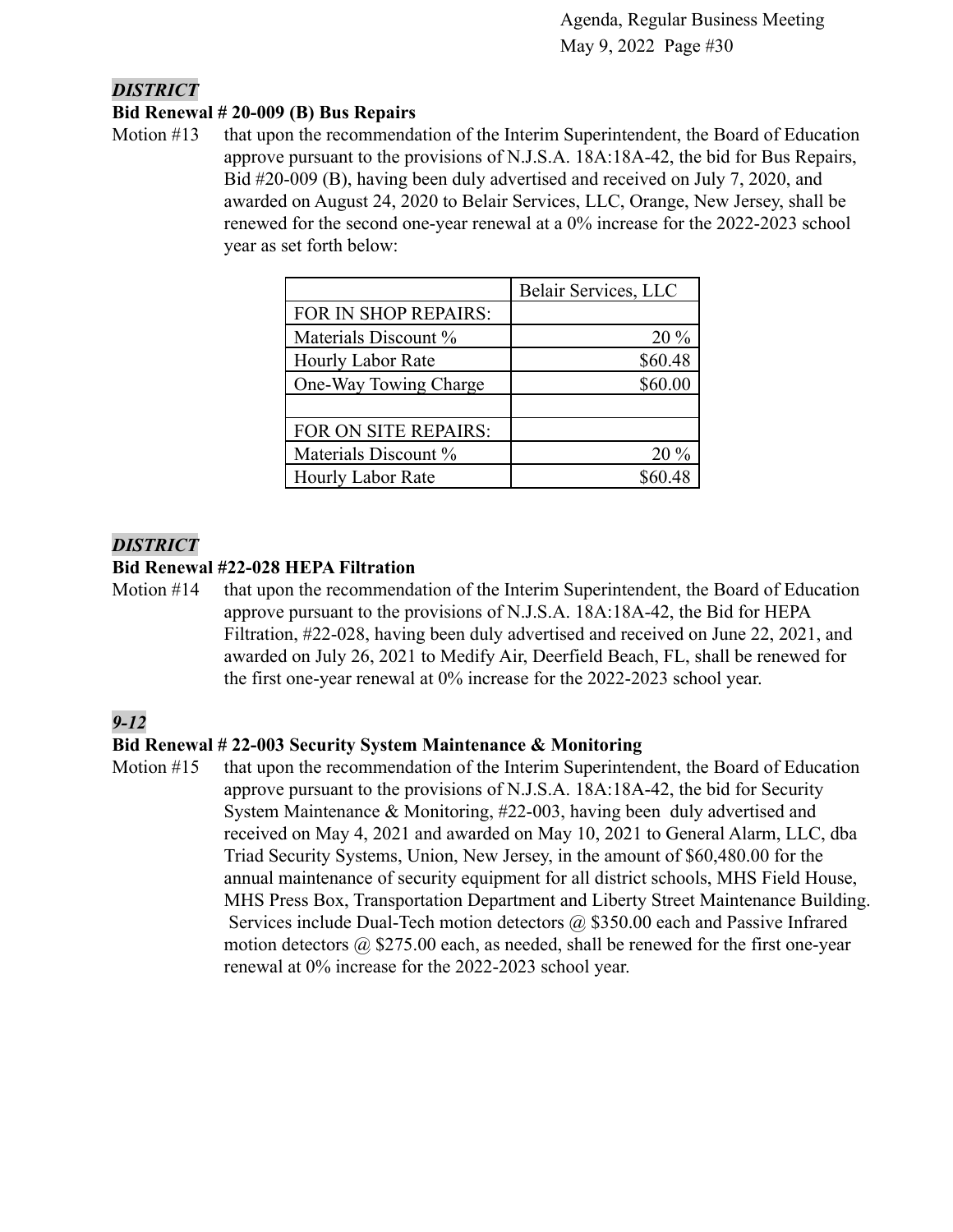***DISTRICT***

**Bid Renewal # 20-009 (B) Bus Repairs**

Motion #13 that upon the recommendation of the Interim Superintendent, the Board of Education approve pursuant to the provisions of N.J.S.A. 18A:18A-42, the bid for Bus Repairs, Bid #20-009 (B), having been duly advertised and received on July 7, 2020, and awarded on August 24, 2020 to Belair Services, LLC, Orange, New Jersey, shall be renewed for the second one-year renewal at a 0% increase for the 2022-2023 school year as set forth below:

| | Belair Services, LLC |
|---|---:|
| FOR IN SHOP REPAIRS: | |
| Materials Discount % | 20 % |
| Hourly Labor Rate | $60.48 |
| One-Way Towing Charge | $60.00 |
| | |
| FOR ON SITE REPAIRS: | |
| Materials Discount % | 20 % |
| Hourly Labor Rate | $60.48 |

***DISTRICT***

**Bid Renewal #22-028 HEPA Filtration**

Motion #14 that upon the recommendation of the Interim Superintendent, the Board of Education approve pursuant to the provisions of N.J.S.A. 18A:18A-42, the Bid for HEPA Filtration, #22-028, having been duly advertised and received on June 22, 2021, and awarded on July 26, 2021 to Medify Air, Deerfield Beach, FL, shall be renewed for the first one-year renewal at 0% increase for the 2022-2023 school year.

***9-12***

**Bid Renewal # 22-003 Security System Maintenance & Monitoring**

Motion #15 that upon the recommendation of the Interim Superintendent, the Board of Education approve pursuant to the provisions of N.J.S.A. 18A:18A-42, the bid for Security System Maintenance & Monitoring, #22-003, having been duly advertised and received on May 4, 2021 and awarded on May 10, 2021 to General Alarm, LLC, dba Triad Security Systems, Union, New Jersey, in the amount of $60,480.00 for the annual maintenance of security equipment for all district schools, MHS Field House, MHS Press Box, Transportation Department and Liberty Street Maintenance Building. Services include Dual-Tech motion detectors @ $350.00 each and Passive Infrared motion detectors @ $275.00 each, as needed, shall be renewed for the first one-year renewal at 0% increase for the 2022-2023 school year.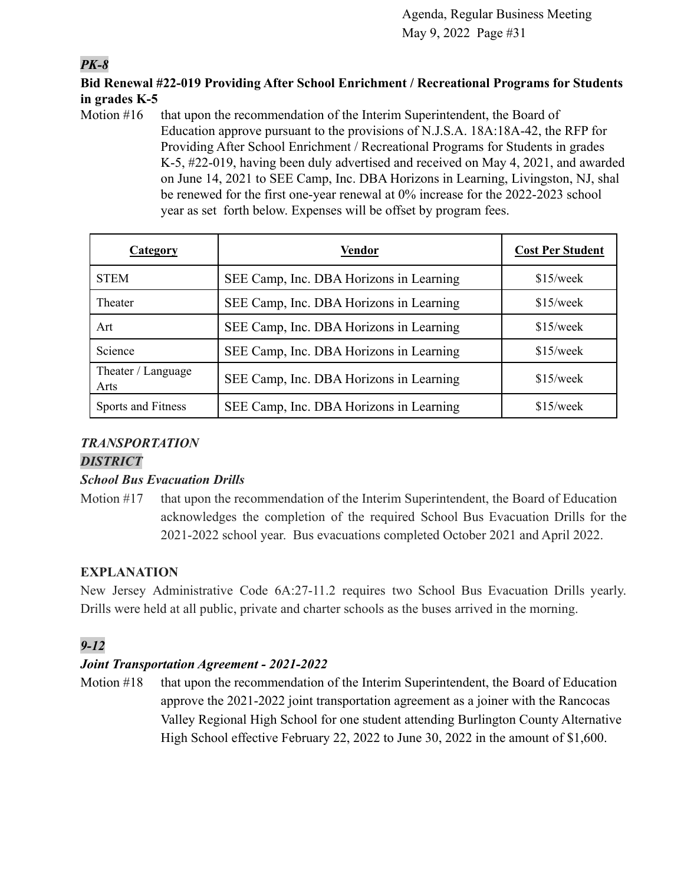***PK-8***

**Bid Renewal #22-019 Providing After School Enrichment / Recreational Programs for Students in grades K-5**

Motion #16 that upon the recommendation of the Interim Superintendent, the Board of Education approve pursuant to the provisions of N.J.S.A. 18A:18A-42, the RFP for Providing After School Enrichment / Recreational Programs for Students in grades K-5, #22-019, having been duly advertised and received on May 4, 2021, and awarded on June 14, 2021 to SEE Camp, Inc. DBA Horizons in Learning, Livingston, NJ, shal be renewed for the first one-year renewal at 0% increase for the 2022-2023 school year as set forth below. Expenses will be offset by program fees.

| Category | Vendor | Cost Per Student |
|---|---|---|
| STEM | SEE Camp, Inc. DBA Horizons in Learning | $15/week |
| Theater | SEE Camp, Inc. DBA Horizons in Learning | $15/week |
| Art | SEE Camp, Inc. DBA Horizons in Learning | $15/week |
| Science | SEE Camp, Inc. DBA Horizons in Learning | $15/week |
| Theater / Language Arts | SEE Camp, Inc. DBA Horizons in Learning | $15/week |
| Sports and Fitness | SEE Camp, Inc. DBA Horizons in Learning | $15/week |

***TRANSPORTATION***

***DISTRICT***

***School Bus Evacuation Drills***

Motion #17 that upon the recommendation of the Interim Superintendent, the Board of Education acknowledges the completion of the required School Bus Evacuation Drills for the 2021-2022 school year. Bus evacuations completed October 2021 and April 2022.

**EXPLANATION**

New Jersey Administrative Code 6A:27-11.2 requires two School Bus Evacuation Drills yearly. Drills were held at all public, private and charter schools as the buses arrived in the morning.

***9-12***

***Joint Transportation Agreement - 2021-2022***

Motion #18 that upon the recommendation of the Interim Superintendent, the Board of Education approve the 2021-2022 joint transportation agreement as a joiner with the Rancocas Valley Regional High School for one student attending Burlington County Alternative High School effective February 22, 2022 to June 30, 2022 in the amount of $1,600.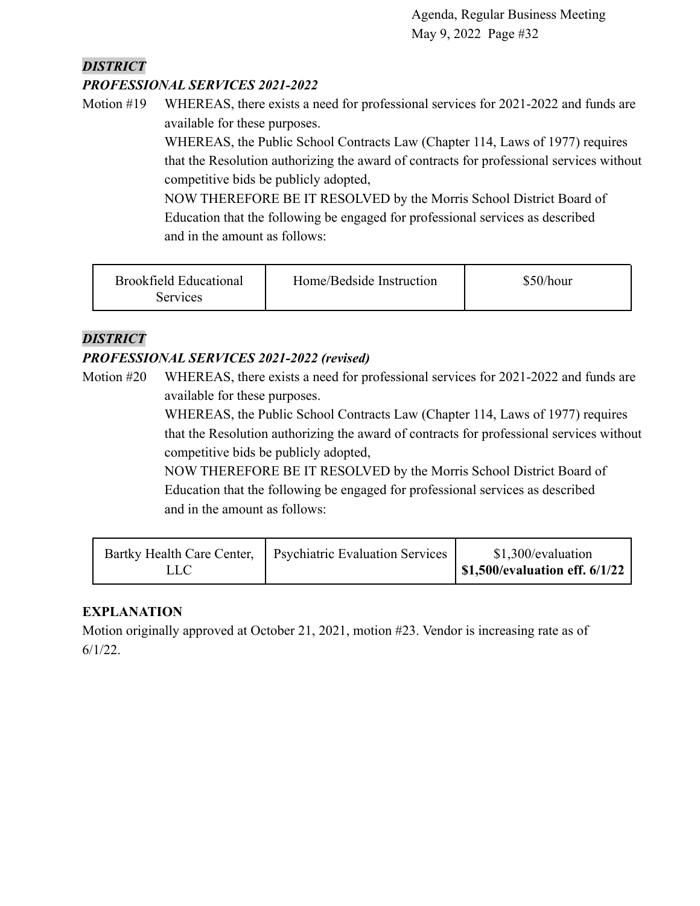***DISTRICT***

***PROFESSIONAL SERVICES 2021-2022***

Motion #19 WHEREAS, there exists a need for professional services for 2021-2022 and funds are available for these purposes.

WHEREAS, the Public School Contracts Law (Chapter 114, Laws of 1977) requires that the Resolution authorizing the award of contracts for professional services without competitive bids be publicly adopted,

NOW THEREFORE BE IT RESOLVED by the Morris School District Board of Education that the following be engaged for professional services as described and in the amount as follows:

| | | |
|---|---|---|
| Brookfield Educational Services | Home/Bedside Instruction | $50/hour |

***DISTRICT***

***PROFESSIONAL SERVICES 2021-2022 (revised)***

Motion #20 WHEREAS, there exists a need for professional services for 2021-2022 and funds are available for these purposes.

WHEREAS, the Public School Contracts Law (Chapter 114, Laws of 1977) requires that the Resolution authorizing the award of contracts for professional services without competitive bids be publicly adopted,

NOW THEREFORE BE IT RESOLVED by the Morris School District Board of Education that the following be engaged for professional services as described and in the amount as follows:

| | | |
|---|---|---|
| Bartky Health Care Center, LLC | Psychiatric Evaluation Services | $1,300/evaluation **$1,500/evaluation eff. 6/1/22** |

**EXPLANATION**

Motion originally approved at October 21, 2021, motion #23. Vendor is increasing rate as of 6/1/22.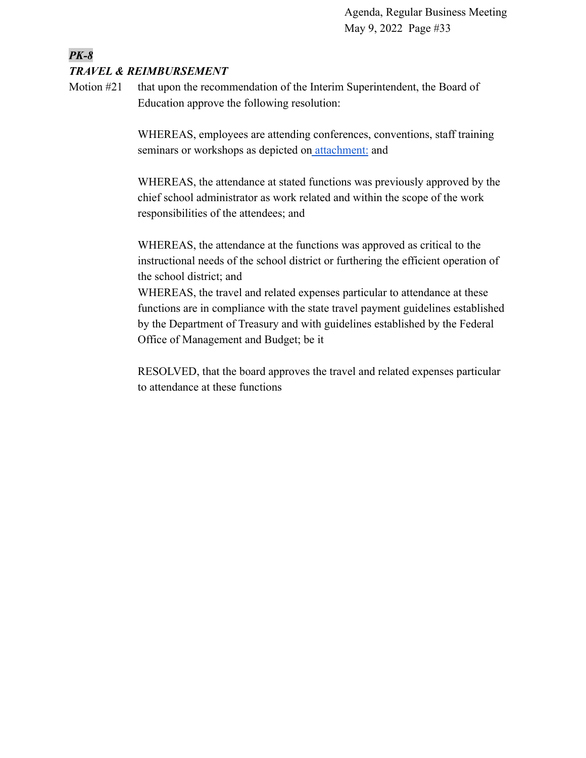***PK-8***

***TRAVEL & REIMBURSEMENT***

Motion #21 that upon the recommendation of the Interim Superintendent, the Board of Education approve the following resolution:

WHEREAS, employees are attending conferences, conventions, staff training seminars or workshops as depicted on attachment: and

WHEREAS, the attendance at stated functions was previously approved by the chief school administrator as work related and within the scope of the work responsibilities of the attendees; and

WHEREAS, the attendance at the functions was approved as critical to the instructional needs of the school district or furthering the efficient operation of the school district; and

WHEREAS, the travel and related expenses particular to attendance at these functions are in compliance with the state travel payment guidelines established by the Department of Treasury and with guidelines established by the Federal Office of Management and Budget; be it

RESOLVED, that the board approves the travel and related expenses particular to attendance at these functions